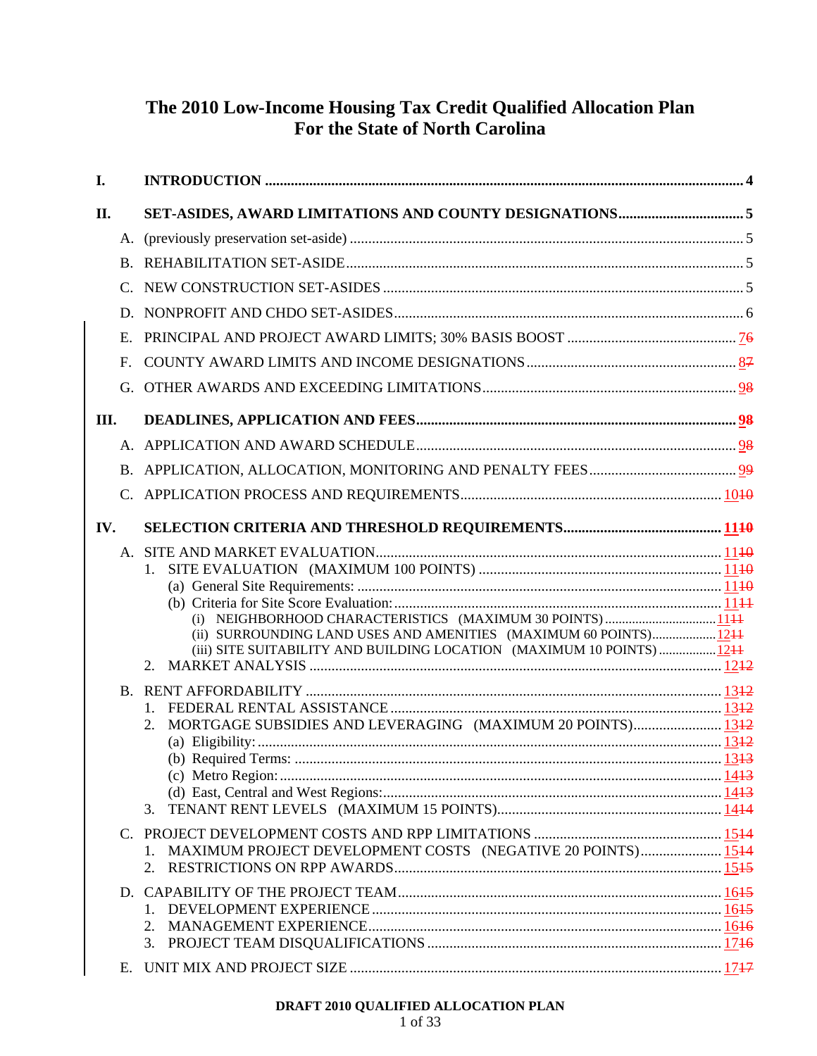# The 2010 Low-Income Housing Tax Credit Qualified Allocation Plan
# For the State of North Carolina

**I. INTRODUCTION** .......... **4**

**II. SET-ASIDES, AWARD LIMITATIONS AND COUNTY DESIGNATIONS** .......... **5**

- A. (previously preservation set-aside) .......... 5
- B. REHABILITATION SET-ASIDE .......... 5
- C. NEW CONSTRUCTION SET-ASIDES .......... 5
- D. NONPROFIT AND CHDO SET-ASIDES .......... 6
- E. PRINCIPAL AND PROJECT AWARD LIMITS; 30% BASIS BOOST .......... 7~~6~~
- F. COUNTY AWARD LIMITS AND INCOME DESIGNATIONS .......... 8~~7~~
- G. OTHER AWARDS AND EXCEEDING LIMITATIONS .......... 9~~8~~

**III. DEADLINES, APPLICATION AND FEES** .......... **9~~8~~**

- A. APPLICATION AND AWARD SCHEDULE .......... 9~~8~~
- B. APPLICATION, ALLOCATION, MONITORING AND PENALTY FEES .......... 9~~9~~
- C. APPLICATION PROCESS AND REQUIREMENTS .......... 10~~10~~

**IV. SELECTION CRITERIA AND THRESHOLD REQUIREMENTS** .......... **11~~10~~**

- A. SITE AND MARKET EVALUATION .......... 11~~10~~
  1. SITE EVALUATION (MAXIMUM 100 POINTS) .......... 11~~10~~
     - (a) General Site Requirements: .......... 11~~10~~
     - (b) Criteria for Site Score Evaluation: .......... 11~~11~~
       - (i) NEIGHBORHOOD CHARACTERISTICS (MAXIMUM 30 POINTS) .......... 11~~11~~
       - (ii) SURROUNDING LAND USES AND AMENITIES (MAXIMUM 60 POINTS) .......... 12~~11~~
       - (iii) SITE SUITABILITY AND BUILDING LOCATION (MAXIMUM 10 POINTS) .......... 12~~11~~
  2. MARKET ANALYSIS .......... 12~~12~~
- B. RENT AFFORDABILITY .......... 13~~12~~
  1. FEDERAL RENTAL ASSISTANCE .......... 13~~12~~
  2. MORTGAGE SUBSIDIES AND LEVERAGING (MAXIMUM 20 POINTS) .......... 13~~12~~
     - (a) Eligibility: .......... 13~~12~~
     - (b) Required Terms: .......... 13~~13~~
     - (c) Metro Region: .......... 14~~13~~
     - (d) East, Central and West Regions: .......... 14~~13~~
  3. TENANT RENT LEVELS (MAXIMUM 15 POINTS) .......... 14~~14~~
- C. PROJECT DEVELOPMENT COSTS AND RPP LIMITATIONS .......... 15~~14~~
  1. MAXIMUM PROJECT DEVELOPMENT COSTS (NEGATIVE 20 POINTS) .......... 15~~14~~
  2. RESTRICTIONS ON RPP AWARDS .......... 15~~15~~
- D. CAPABILITY OF THE PROJECT TEAM .......... 16~~15~~
  1. DEVELOPMENT EXPERIENCE .......... 16~~15~~
  2. MANAGEMENT EXPERIENCE .......... 16~~16~~
  3. PROJECT TEAM DISQUALIFICATIONS .......... 17~~16~~
- E. UNIT MIX AND PROJECT SIZE .......... 17~~17~~

**DRAFT 2010 QUALIFIED ALLOCATION PLAN**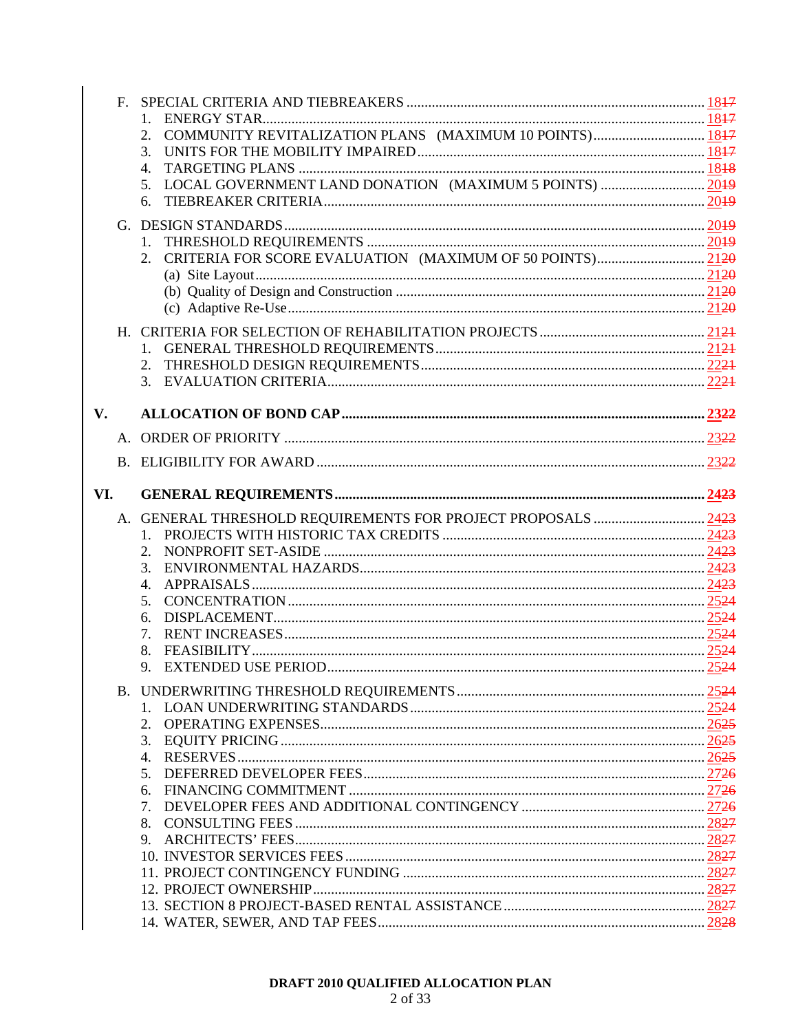F. SPECIAL CRITERIA AND TIEBREAKERS .......... 18~~17~~
  1. ENERGY STAR .......... 18~~17~~
  2. COMMUNITY REVITALIZATION PLANS (MAXIMUM 10 POINTS) .......... 18~~17~~
  3. UNITS FOR THE MOBILITY IMPAIRED .......... 18~~17~~
  4. TARGETING PLANS .......... 18~~18~~
  5. LOCAL GOVERNMENT LAND DONATION (MAXIMUM 5 POINTS) .......... 20~~19~~
  6. TIEBREAKER CRITERIA .......... 20~~19~~

G. DESIGN STANDARDS .......... 20~~19~~
  1. THRESHOLD REQUIREMENTS .......... 20~~19~~
  2. CRITERIA FOR SCORE EVALUATION (MAXIMUM OF 50 POINTS) .......... 21~~20~~
     (a) Site Layout .......... 21~~20~~
     (b) Quality of Design and Construction .......... 21~~20~~
     (c) Adaptive Re-Use .......... 21~~20~~

H. CRITERIA FOR SELECTION OF REHABILITATION PROJECTS .......... 21~~21~~
  1. GENERAL THRESHOLD REQUIREMENTS .......... 21~~21~~
  2. THRESHOLD DESIGN REQUIREMENTS .......... 22~~21~~
  3. EVALUATION CRITERIA .......... 22~~21~~

**V. ALLOCATION OF BOND CAP .......... 23~~22~~**

A. ORDER OF PRIORITY .......... 23~~22~~

B. ELIGIBILITY FOR AWARD .......... 23~~22~~

**VI. GENERAL REQUIREMENTS .......... 24~~23~~**

A. GENERAL THRESHOLD REQUIREMENTS FOR PROJECT PROPOSALS .......... 24~~23~~
  1. PROJECTS WITH HISTORIC TAX CREDITS .......... 24~~23~~
  2. NONPROFIT SET-ASIDE .......... 24~~23~~
  3. ENVIRONMENTAL HAZARDS .......... 24~~23~~
  4. APPRAISALS .......... 24~~23~~
  5. CONCENTRATION .......... 25~~24~~
  6. DISPLACEMENT .......... 25~~24~~
  7. RENT INCREASES .......... 25~~24~~
  8. FEASIBILITY .......... 25~~24~~
  9. EXTENDED USE PERIOD .......... 25~~24~~

B. UNDERWRITING THRESHOLD REQUIREMENTS .......... 25~~24~~
  1. LOAN UNDERWRITING STANDARDS .......... 25~~24~~
  2. OPERATING EXPENSES .......... 26~~25~~
  3. EQUITY PRICING .......... 26~~25~~
  4. RESERVES .......... 26~~25~~
  5. DEFERRED DEVELOPER FEES .......... 27~~26~~
  6. FINANCING COMMITMENT .......... 27~~26~~
  7. DEVELOPER FEES AND ADDITIONAL CONTINGENCY .......... 27~~26~~
  8. CONSULTING FEES .......... 28~~27~~
  9. ARCHITECTS' FEES .......... 28~~27~~
  10. INVESTOR SERVICES FEES .......... 28~~27~~
  11. PROJECT CONTINGENCY FUNDING .......... 28~~27~~
  12. PROJECT OWNERSHIP .......... 28~~27~~
  13. SECTION 8 PROJECT-BASED RENTAL ASSISTANCE .......... 28~~27~~
  14. WATER, SEWER, AND TAP FEES .......... 28~~28~~

**DRAFT 2010 QUALIFIED ALLOCATION PLAN**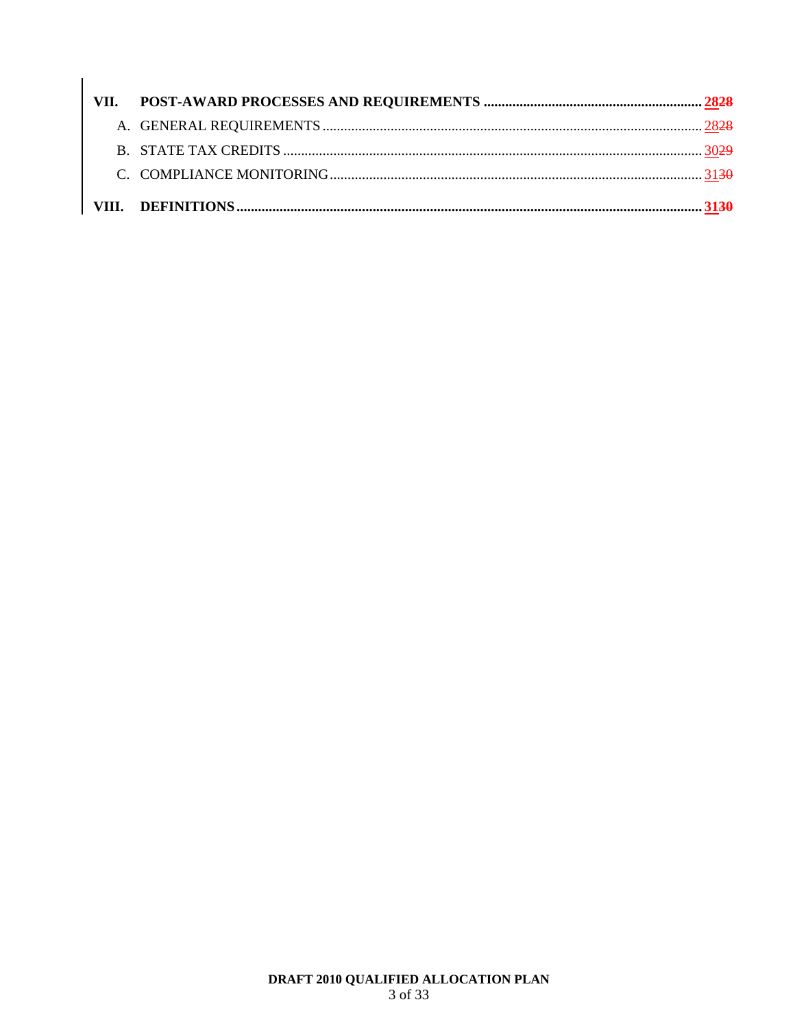| | | |
|---|---|---|
| **VII.** | **POST-AWARD PROCESSES AND REQUIREMENTS** | **2828** |
| | A. GENERAL REQUIREMENTS | 2828 |
| | B. STATE TAX CREDITS | 3029 |
| | C. COMPLIANCE MONITORING | 3130 |
| **VIII.** | **DEFINITIONS** | **3130** |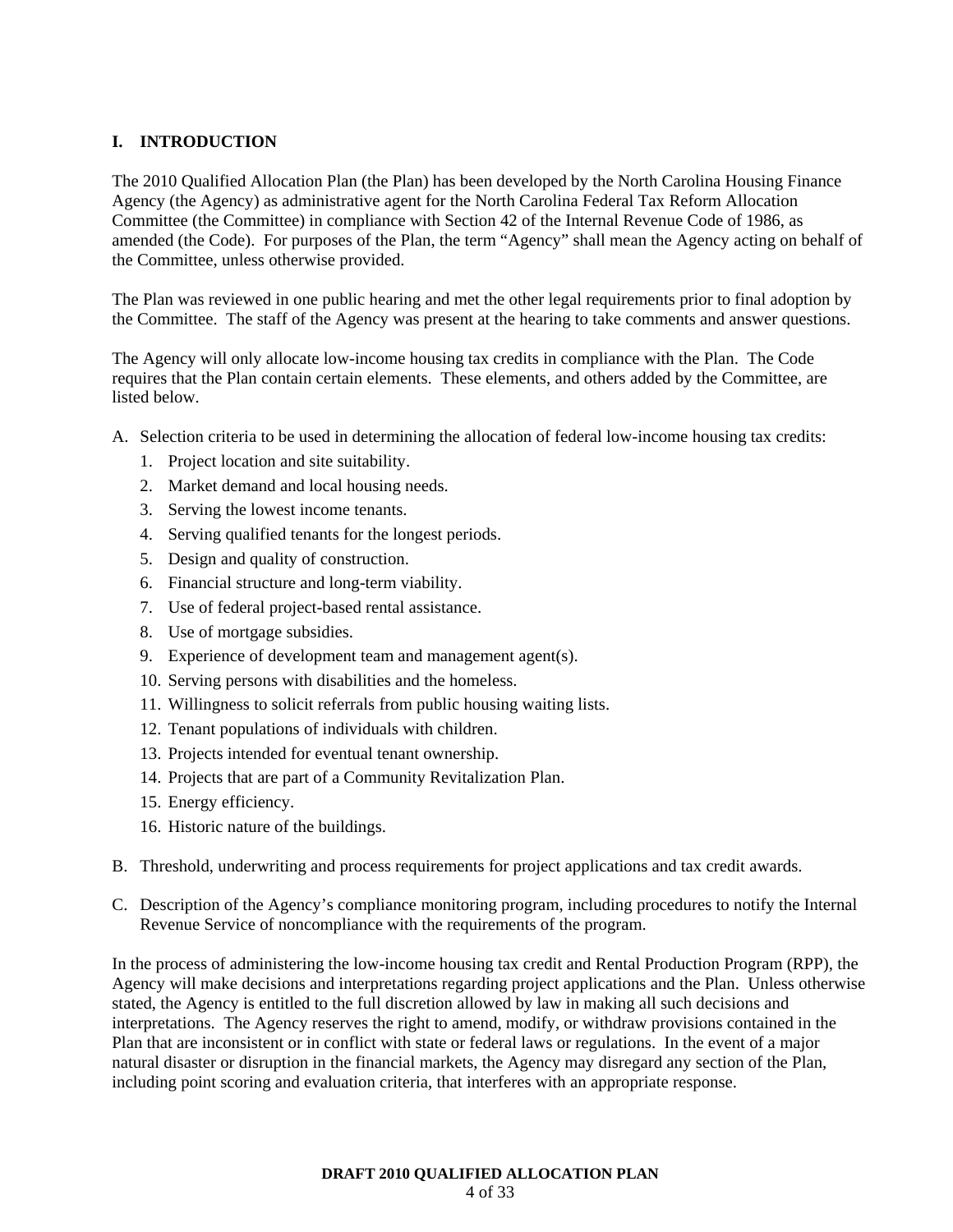## I. INTRODUCTION

The 2010 Qualified Allocation Plan (the Plan) has been developed by the North Carolina Housing Finance Agency (the Agency) as administrative agent for the North Carolina Federal Tax Reform Allocation Committee (the Committee) in compliance with Section 42 of the Internal Revenue Code of 1986, as amended (the Code). For purposes of the Plan, the term "Agency" shall mean the Agency acting on behalf of the Committee, unless otherwise provided.

The Plan was reviewed in one public hearing and met the other legal requirements prior to final adoption by the Committee. The staff of the Agency was present at the hearing to take comments and answer questions.

The Agency will only allocate low-income housing tax credits in compliance with the Plan. The Code requires that the Plan contain certain elements. These elements, and others added by the Committee, are listed below.

A. Selection criteria to be used in determining the allocation of federal low-income housing tax credits:
   1. Project location and site suitability.
   2. Market demand and local housing needs.
   3. Serving the lowest income tenants.
   4. Serving qualified tenants for the longest periods.
   5. Design and quality of construction.
   6. Financial structure and long-term viability.
   7. Use of federal project-based rental assistance.
   8. Use of mortgage subsidies.
   9. Experience of development team and management agent(s).
   10. Serving persons with disabilities and the homeless.
   11. Willingness to solicit referrals from public housing waiting lists.
   12. Tenant populations of individuals with children.
   13. Projects intended for eventual tenant ownership.
   14. Projects that are part of a Community Revitalization Plan.
   15. Energy efficiency.
   16. Historic nature of the buildings.

B. Threshold, underwriting and process requirements for project applications and tax credit awards.

C. Description of the Agency's compliance monitoring program, including procedures to notify the Internal Revenue Service of noncompliance with the requirements of the program.

In the process of administering the low-income housing tax credit and Rental Production Program (RPP), the Agency will make decisions and interpretations regarding project applications and the Plan. Unless otherwise stated, the Agency is entitled to the full discretion allowed by law in making all such decisions and interpretations. The Agency reserves the right to amend, modify, or withdraw provisions contained in the Plan that are inconsistent or in conflict with state or federal laws or regulations. In the event of a major natural disaster or disruption in the financial markets, the Agency may disregard any section of the Plan, including point scoring and evaluation criteria, that interferes with an appropriate response.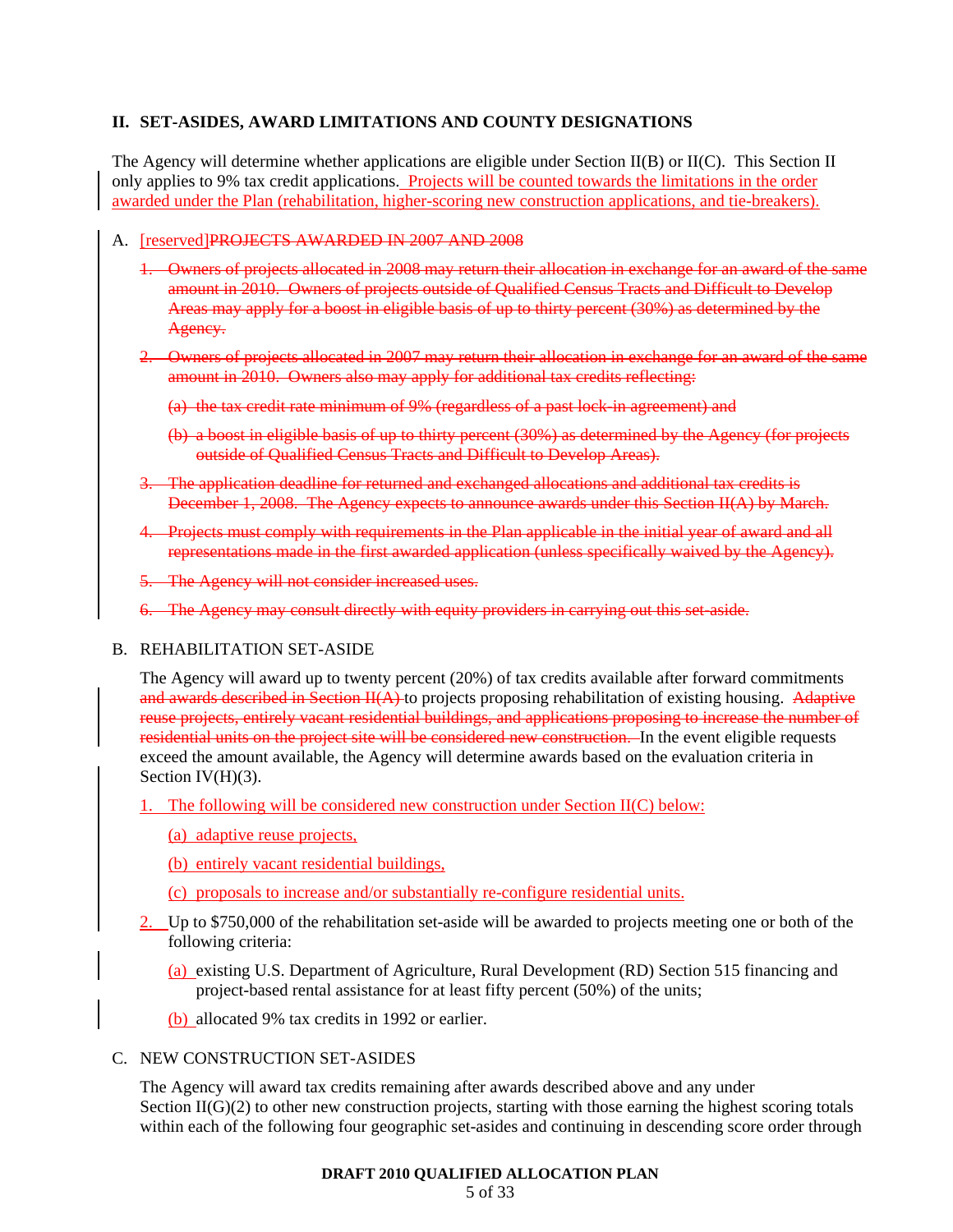## II. SET-ASIDES, AWARD LIMITATIONS AND COUNTY DESIGNATIONS

The Agency will determine whether applications are eligible under Section II(B) or II(C). This Section II only applies to 9% tax credit applications. Projects will be counted towards the limitations in the order awarded under the Plan (rehabilitation, higher-scoring new construction applications, and tie-breakers).

A. [reserved]~~PROJECTS AWARDED IN 2007 AND 2008~~

~~1. Owners of projects allocated in 2008 may return their allocation in exchange for an award of the same amount in 2010. Owners of projects outside of Qualified Census Tracts and Difficult to Develop Areas may apply for a boost in eligible basis of up to thirty percent (30%) as determined by the Agency.~~

~~2. Owners of projects allocated in 2007 may return their allocation in exchange for an award of the same amount in 2010. Owners also may apply for additional tax credits reflecting:~~

~~(a) the tax credit rate minimum of 9% (regardless of a past lock-in agreement) and~~

~~(b) a boost in eligible basis of up to thirty percent (30%) as determined by the Agency (for projects outside of Qualified Census Tracts and Difficult to Develop Areas).~~

~~3. The application deadline for returned and exchanged allocations and additional tax credits is December 1, 2008. The Agency expects to announce awards under this Section II(A) by March.~~

~~4. Projects must comply with requirements in the Plan applicable in the initial year of award and all representations made in the first awarded application (unless specifically waived by the Agency).~~

~~5. The Agency will not consider increased uses.~~

~~6. The Agency may consult directly with equity providers in carrying out this set-aside.~~

B. REHABILITATION SET-ASIDE

The Agency will award up to twenty percent (20%) of tax credits available after forward commitments ~~and awards described in Section II(A)~~ to projects proposing rehabilitation of existing housing. ~~Adaptive reuse projects, entirely vacant residential buildings, and applications proposing to increase the number of residential units on the project site will be considered new construction.~~ In the event eligible requests exceed the amount available, the Agency will determine awards based on the evaluation criteria in Section IV(H)(3).

1. The following will be considered new construction under Section II(C) below:

   (a) adaptive reuse projects,

   (b) entirely vacant residential buildings,

   (c) proposals to increase and/or substantially re-configure residential units.

2. Up to $750,000 of the rehabilitation set-aside will be awarded to projects meeting one or both of the following criteria:

   (a) existing U.S. Department of Agriculture, Rural Development (RD) Section 515 financing and project-based rental assistance for at least fifty percent (50%) of the units;

   (b) allocated 9% tax credits in 1992 or earlier.

C. NEW CONSTRUCTION SET-ASIDES

The Agency will award tax credits remaining after awards described above and any under Section II(G)(2) to other new construction projects, starting with those earning the highest scoring totals within each of the following four geographic set-asides and continuing in descending score order through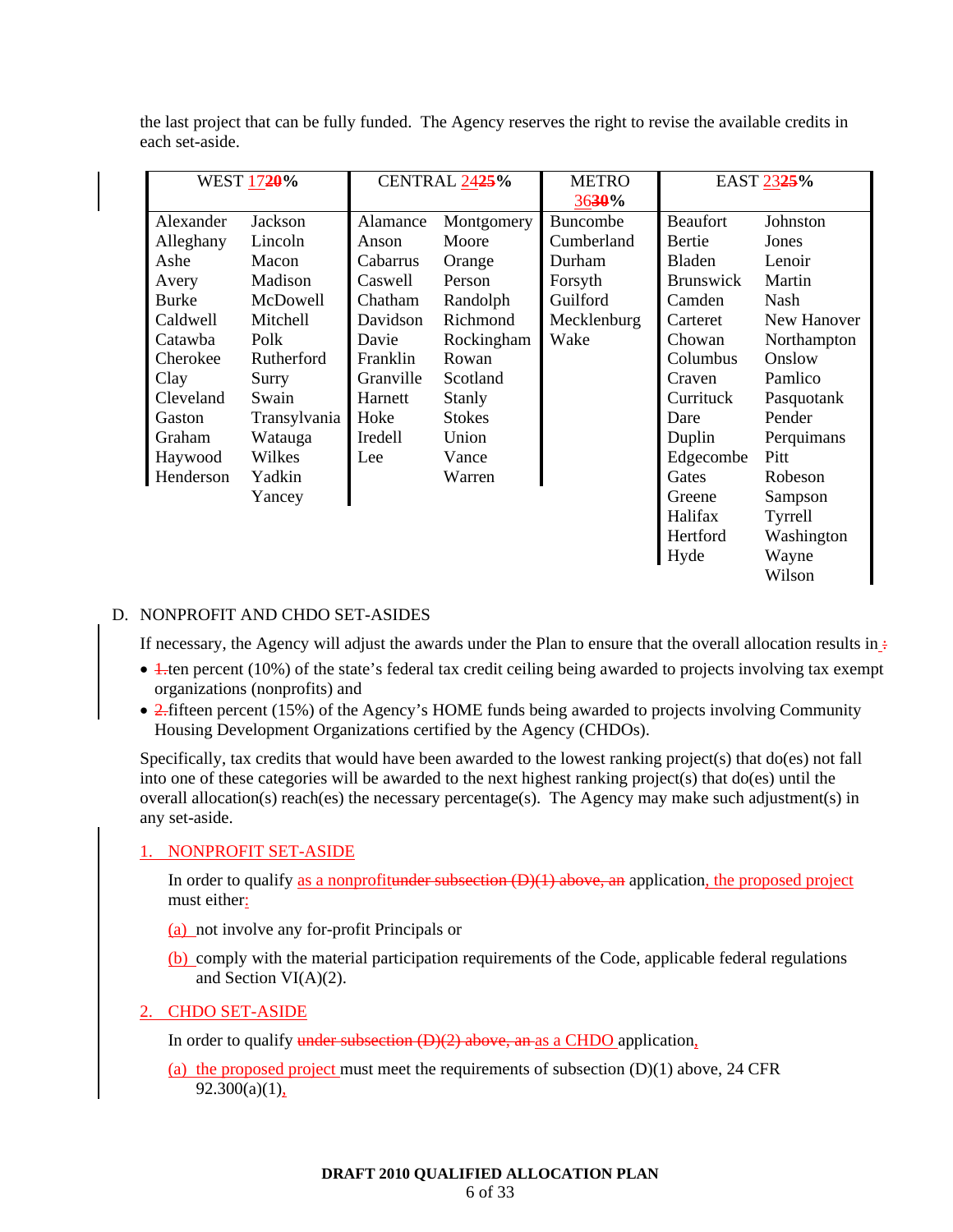the last project that can be fully funded.  The Agency reserves the right to revise the available credits in each set-aside.

| WEST 1720% | | CENTRAL 2425% | | METRO 3630% | EAST 2325% | |
|---|---|---|---|---|---|---|
| Alexander | Jackson | Alamance | Montgomery | Buncombe | Beaufort | Johnston |
| Alleghany | Lincoln | Anson | Moore | Cumberland | Bertie | Jones |
| Ashe | Macon | Cabarrus | Orange | Durham | Bladen | Lenoir |
| Avery | Madison | Caswell | Person | Forsyth | Brunswick | Martin |
| Burke | McDowell | Chatham | Randolph | Guilford | Camden | Nash |
| Caldwell | Mitchell | Davidson | Richmond | Mecklenburg | Carteret | New Hanover |
| Catawba | Polk | Davie | Rockingham | Wake | Chowan | Northampton |
| Cherokee | Rutherford | Franklin | Rowan | | Columbus | Onslow |
| Clay | Surry | Granville | Scotland | | Craven | Pamlico |
| Cleveland | Swain | Harnett | Stanly | | Currituck | Pasquotank |
| Gaston | Transylvania | Hoke | Stokes | | Dare | Pender |
| Graham | Watauga | Iredell | Union | | Duplin | Perquimans |
| Haywood | Wilkes | Lee | Vance | | Edgecombe | Pitt |
| Henderson | Yadkin | | Warren | | Gates | Robeson |
| | Yancey | | | | Greene | Sampson |
| | | | | | Halifax | Tyrrell |
| | | | | | Hertford | Washington |
| | | | | | Hyde | Wayne |
| | | | | | | Wilson |

D. NONPROFIT AND CHDO SET-ASIDES

If necessary, the Agency will adjust the awards under the Plan to ensure that the overall allocation results in :

- 1.ten percent (10%) of the state's federal tax credit ceiling being awarded to projects involving tax exempt organizations (nonprofits) and
- 2.fifteen percent (15%) of the Agency's HOME funds being awarded to projects involving Community Housing Development Organizations certified by the Agency (CHDOs).

Specifically, tax credits that would have been awarded to the lowest ranking project(s) that do(es) not fall into one of these categories will be awarded to the next highest ranking project(s) that do(es) until the overall allocation(s) reach(es) the necessary percentage(s).  The Agency may make such adjustment(s) in any set-aside.

1. NONPROFIT SET-ASIDE

In order to qualify as a nonprofitunder subsection (D)(1) above, an application, the proposed project must either:

(a) not involve any for-profit Principals or

(b) comply with the material participation requirements of the Code, applicable federal regulations and Section VI(A)(2).

2. CHDO SET-ASIDE

In order to qualify under subsection (D)(2) above, an as a CHDO application,

(a) the proposed project must meet the requirements of subsection (D)(1) above, 24 CFR 92.300(a)(1),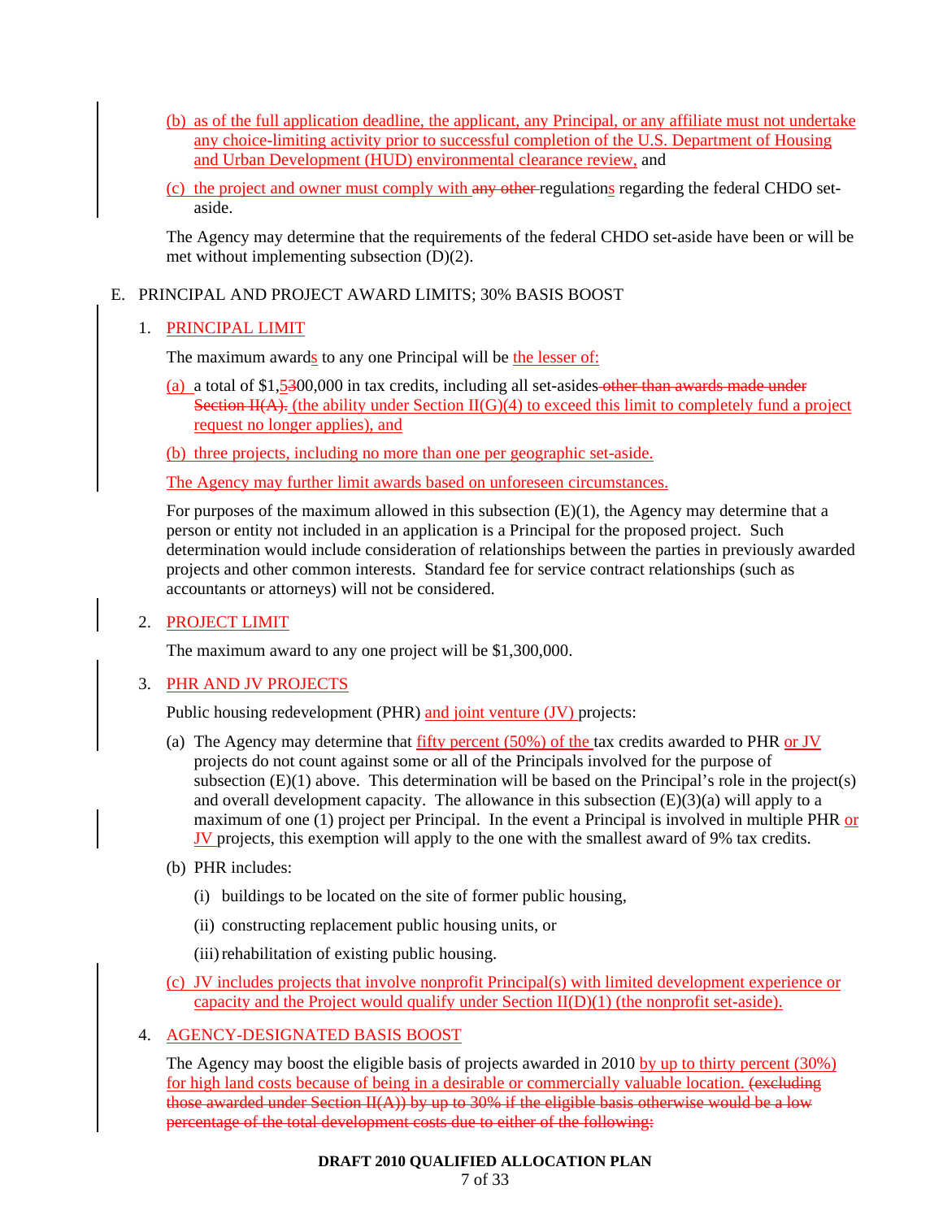(b) as of the full application deadline, the applicant, any Principal, or any affiliate must not undertake any choice-limiting activity prior to successful completion of the U.S. Department of Housing and Urban Development (HUD) environmental clearance review, and

(c) the project and owner must comply with ~~any other~~ regulations regarding the federal CHDO set-aside.

The Agency may determine that the requirements of the federal CHDO set-aside have been or will be met without implementing subsection (D)(2).

E. PRINCIPAL AND PROJECT AWARD LIMITS; 30% BASIS BOOST

1. PRINCIPAL LIMIT

The maximum awards to any one Principal will be the lesser of:

(a) a total of $1,~~5~~300,000 in tax credits, including all set-asides ~~other than awards made under Section II(A).~~ (the ability under Section II(G)(4) to exceed this limit to completely fund a project request no longer applies), and

(b) three projects, including no more than one per geographic set-aside.

The Agency may further limit awards based on unforeseen circumstances.

For purposes of the maximum allowed in this subsection (E)(1), the Agency may determine that a person or entity not included in an application is a Principal for the proposed project. Such determination would include consideration of relationships between the parties in previously awarded projects and other common interests. Standard fee for service contract relationships (such as accountants or attorneys) will not be considered.

2. PROJECT LIMIT

The maximum award to any one project will be $1,300,000.

3. PHR AND JV PROJECTS

Public housing redevelopment (PHR) and joint venture (JV) projects:

(a) The Agency may determine that fifty percent (50%) of the tax credits awarded to PHR or JV projects do not count against some or all of the Principals involved for the purpose of subsection (E)(1) above. This determination will be based on the Principal's role in the project(s) and overall development capacity. The allowance in this subsection (E)(3)(a) will apply to a maximum of one (1) project per Principal. In the event a Principal is involved in multiple PHR or JV projects, this exemption will apply to the one with the smallest award of 9% tax credits.

(b) PHR includes:

(i) buildings to be located on the site of former public housing,

(ii) constructing replacement public housing units, or

(iii) rehabilitation of existing public housing.

(c) JV includes projects that involve nonprofit Principal(s) with limited development experience or capacity and the Project would qualify under Section II(D)(1) (the nonprofit set-aside).

4. AGENCY-DESIGNATED BASIS BOOST

The Agency may boost the eligible basis of projects awarded in 2010 by up to thirty percent (30%) for high land costs because of being in a desirable or commercially valuable location. ~~(excluding those awarded under Section II(A)) by up to 30% if the eligible basis otherwise would be a low percentage of the total development costs due to either of the following:~~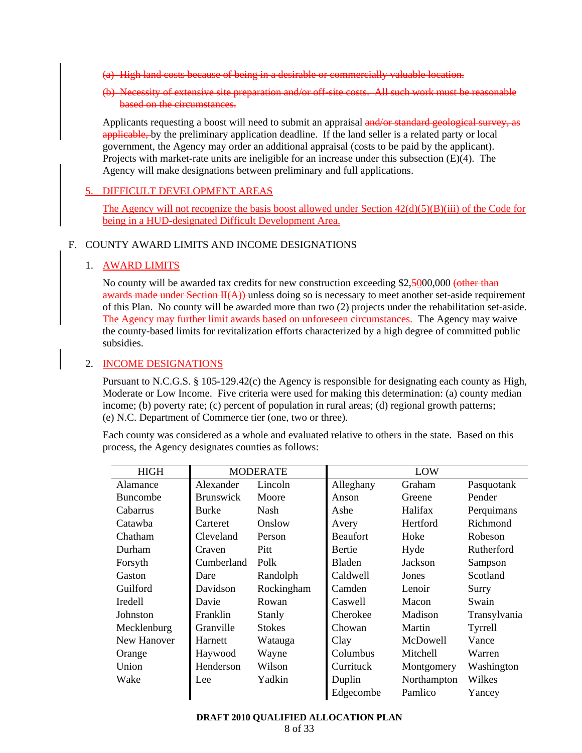(a) ~~High land costs because of being in a desirable or commercially valuable location.~~

(b) ~~Necessity of extensive site preparation and/or off-site costs. All such work must be reasonable based on the circumstances.~~

Applicants requesting a boost will need to submit an appraisal ~~and/or standard geological survey, as applicable,~~ by the preliminary application deadline. If the land seller is a related party or local government, the Agency may order an additional appraisal (costs to be paid by the applicant). Projects with market-rate units are ineligible for an increase under this subsection (E)(4). The Agency will make designations between preliminary and full applications.

5. DIFFICULT DEVELOPMENT AREAS

The Agency will not recognize the basis boost allowed under Section 42(d)(5)(B)(iii) of the Code for being in a HUD-designated Difficult Development Area.

F. COUNTY AWARD LIMITS AND INCOME DESIGNATIONS

1. AWARD LIMITS

No county will be awarded tax credits for new construction exceeding $2,~~5~~000,000 ~~(other than awards made under Section II(A))~~ unless doing so is necessary to meet another set-aside requirement of this Plan. No county will be awarded more than two (2) projects under the rehabilitation set-aside. The Agency may further limit awards based on unforeseen circumstances. The Agency may waive the county-based limits for revitalization efforts characterized by a high degree of committed public subsidies.

2. INCOME DESIGNATIONS

Pursuant to N.C.G.S. § 105-129.42(c) the Agency is responsible for designating each county as High, Moderate or Low Income. Five criteria were used for making this determination: (a) county median income; (b) poverty rate; (c) percent of population in rural areas; (d) regional growth patterns; (e) N.C. Department of Commerce tier (one, two or three).

Each county was considered as a whole and evaluated relative to others in the state. Based on this process, the Agency designates counties as follows:

| HIGH | MODERATE | | LOW | | |
|---|---|---|---|---|---|
| Alamance | Alexander | Lincoln | Alleghany | Graham | Pasquotank |
| Buncombe | Brunswick | Moore | Anson | Greene | Pender |
| Cabarrus | Burke | Nash | Ashe | Halifax | Perquimans |
| Catawba | Carteret | Onslow | Avery | Hertford | Richmond |
| Chatham | Cleveland | Person | Beaufort | Hoke | Robeson |
| Durham | Craven | Pitt | Bertie | Hyde | Rutherford |
| Forsyth | Cumberland | Polk | Bladen | Jackson | Sampson |
| Gaston | Dare | Randolph | Caldwell | Jones | Scotland |
| Guilford | Davidson | Rockingham | Camden | Lenoir | Surry |
| Iredell | Davie | Rowan | Caswell | Macon | Swain |
| Johnston | Franklin | Stanly | Cherokee | Madison | Transylvania |
| Mecklenburg | Granville | Stokes | Chowan | Martin | Tyrrell |
| New Hanover | Harnett | Watauga | Clay | McDowell | Vance |
| Orange | Haywood | Wayne | Columbus | Mitchell | Warren |
| Union | Henderson | Wilson | Currituck | Montgomery | Washington |
| Wake | Lee | Yadkin | Duplin | Northampton | Wilkes |
| | | | Edgecombe | Pamlico | Yancey |

**DRAFT 2010 QUALIFIED ALLOCATION PLAN**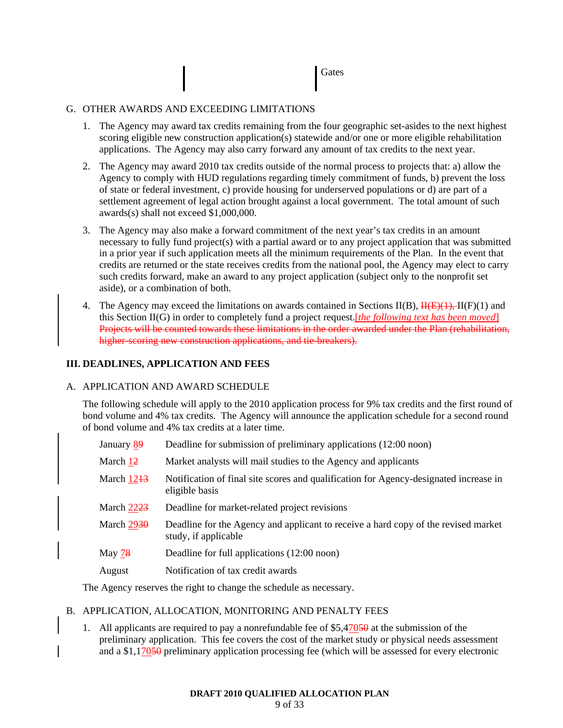| | | Gates |
|---|---|---|

G. OTHER AWARDS AND EXCEEDING LIMITATIONS

1. The Agency may award tax credits remaining from the four geographic set-asides to the next highest scoring eligible new construction application(s) statewide and/or one or more eligible rehabilitation applications. The Agency may also carry forward any amount of tax credits to the next year.

2. The Agency may award 2010 tax credits outside of the normal process to projects that: a) allow the Agency to comply with HUD regulations regarding timely commitment of funds, b) prevent the loss of state or federal investment, c) provide housing for underserved populations or d) are part of a settlement agreement of legal action brought against a local government. The total amount of such awards(s) shall not exceed $1,000,000.

3. The Agency may also make a forward commitment of the next year's tax credits in an amount necessary to fully fund project(s) with a partial award or to any project application that was submitted in a prior year if such application meets all the minimum requirements of the Plan. In the event that credits are returned or the state receives credits from the national pool, the Agency may elect to carry such credits forward, make an award to any project application (subject only to the nonprofit set aside), or a combination of both.

4. The Agency may exceed the limitations on awards contained in Sections II(B), ~~II(E)(1),~~ II(F)(1) and this Section II(G) in order to completely fund a project request.[*the following text has been moved*] ~~Projects will be counted towards these limitations in the order awarded under the Plan (rehabilitation, higher-scoring new construction applications, and tie-breakers).~~

## III. DEADLINES, APPLICATION AND FEES

A. APPLICATION AND AWARD SCHEDULE

The following schedule will apply to the 2010 application process for 9% tax credits and the first round of bond volume and 4% tax credits. The Agency will announce the application schedule for a second round of bond volume and 4% tax credits at a later time.

| | |
|---|---|
| January 8~~9~~ | Deadline for submission of preliminary applications (12:00 noon) |
| March 1~~2~~ | Market analysts will mail studies to the Agency and applicants |
| March 12~~13~~ | Notification of final site scores and qualification for Agency-designated increase in eligible basis |
| March 22~~23~~ | Deadline for market-related project revisions |
| March 29~~30~~ | Deadline for the Agency and applicant to receive a hard copy of the revised market study, if applicable |
| May 7~~8~~ | Deadline for full applications (12:00 noon) |
| August | Notification of tax credit awards |

The Agency reserves the right to change the schedule as necessary.

B. APPLICATION, ALLOCATION, MONITORING AND PENALTY FEES

1. All applicants are required to pay a nonrefundable fee of $5,470~~50~~ at the submission of the preliminary application. This fee covers the cost of the market study or physical needs assessment and a $1,170~~50~~ preliminary application processing fee (which will be assessed for every electronic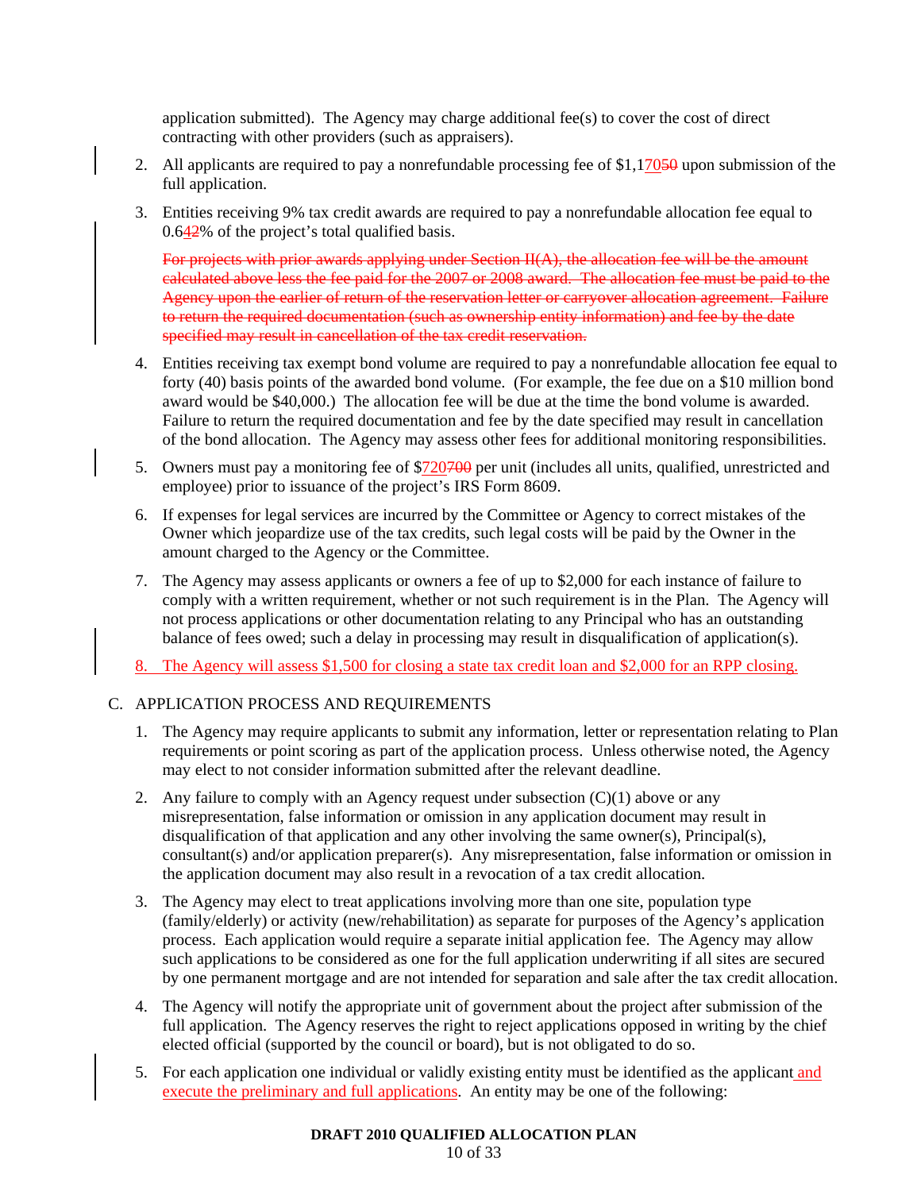application submitted). The Agency may charge additional fee(s) to cover the cost of direct contracting with other providers (such as appraisers).

2. All applicants are required to pay a nonrefundable processing fee of $1,17050 upon submission of the full application.

3. Entities receiving 9% tax credit awards are required to pay a nonrefundable allocation fee equal to 0.642% of the project's total qualified basis.

   ~~For projects with prior awards applying under Section II(A), the allocation fee will be the amount calculated above less the fee paid for the 2007 or 2008 award. The allocation fee must be paid to the Agency upon the earlier of return of the reservation letter or carryover allocation agreement. Failure to return the required documentation (such as ownership entity information) and fee by the date specified may result in cancellation of the tax credit reservation.~~

4. Entities receiving tax exempt bond volume are required to pay a nonrefundable allocation fee equal to forty (40) basis points of the awarded bond volume. (For example, the fee due on a $10 million bond award would be $40,000.) The allocation fee will be due at the time the bond volume is awarded. Failure to return the required documentation and fee by the date specified may result in cancellation of the bond allocation. The Agency may assess other fees for additional monitoring responsibilities.

5. Owners must pay a monitoring fee of $720700 per unit (includes all units, qualified, unrestricted and employee) prior to issuance of the project's IRS Form 8609.

6. If expenses for legal services are incurred by the Committee or Agency to correct mistakes of the Owner which jeopardize use of the tax credits, such legal costs will be paid by the Owner in the amount charged to the Agency or the Committee.

7. The Agency may assess applicants or owners a fee of up to $2,000 for each instance of failure to comply with a written requirement, whether or not such requirement is in the Plan. The Agency will not process applications or other documentation relating to any Principal who has an outstanding balance of fees owed; such a delay in processing may result in disqualification of application(s).

8. The Agency will assess $1,500 for closing a state tax credit loan and $2,000 for an RPP closing.

C. APPLICATION PROCESS AND REQUIREMENTS

1. The Agency may require applicants to submit any information, letter or representation relating to Plan requirements or point scoring as part of the application process. Unless otherwise noted, the Agency may elect to not consider information submitted after the relevant deadline.

2. Any failure to comply with an Agency request under subsection (C)(1) above or any misrepresentation, false information or omission in any application document may result in disqualification of that application and any other involving the same owner(s), Principal(s), consultant(s) and/or application preparer(s). Any misrepresentation, false information or omission in the application document may also result in a revocation of a tax credit allocation.

3. The Agency may elect to treat applications involving more than one site, population type (family/elderly) or activity (new/rehabilitation) as separate for purposes of the Agency's application process. Each application would require a separate initial application fee. The Agency may allow such applications to be considered as one for the full application underwriting if all sites are secured by one permanent mortgage and are not intended for separation and sale after the tax credit allocation.

4. The Agency will notify the appropriate unit of government about the project after submission of the full application. The Agency reserves the right to reject applications opposed in writing by the chief elected official (supported by the council or board), but is not obligated to do so.

5. For each application one individual or validly existing entity must be identified as the applicant and execute the preliminary and full applications. An entity may be one of the following: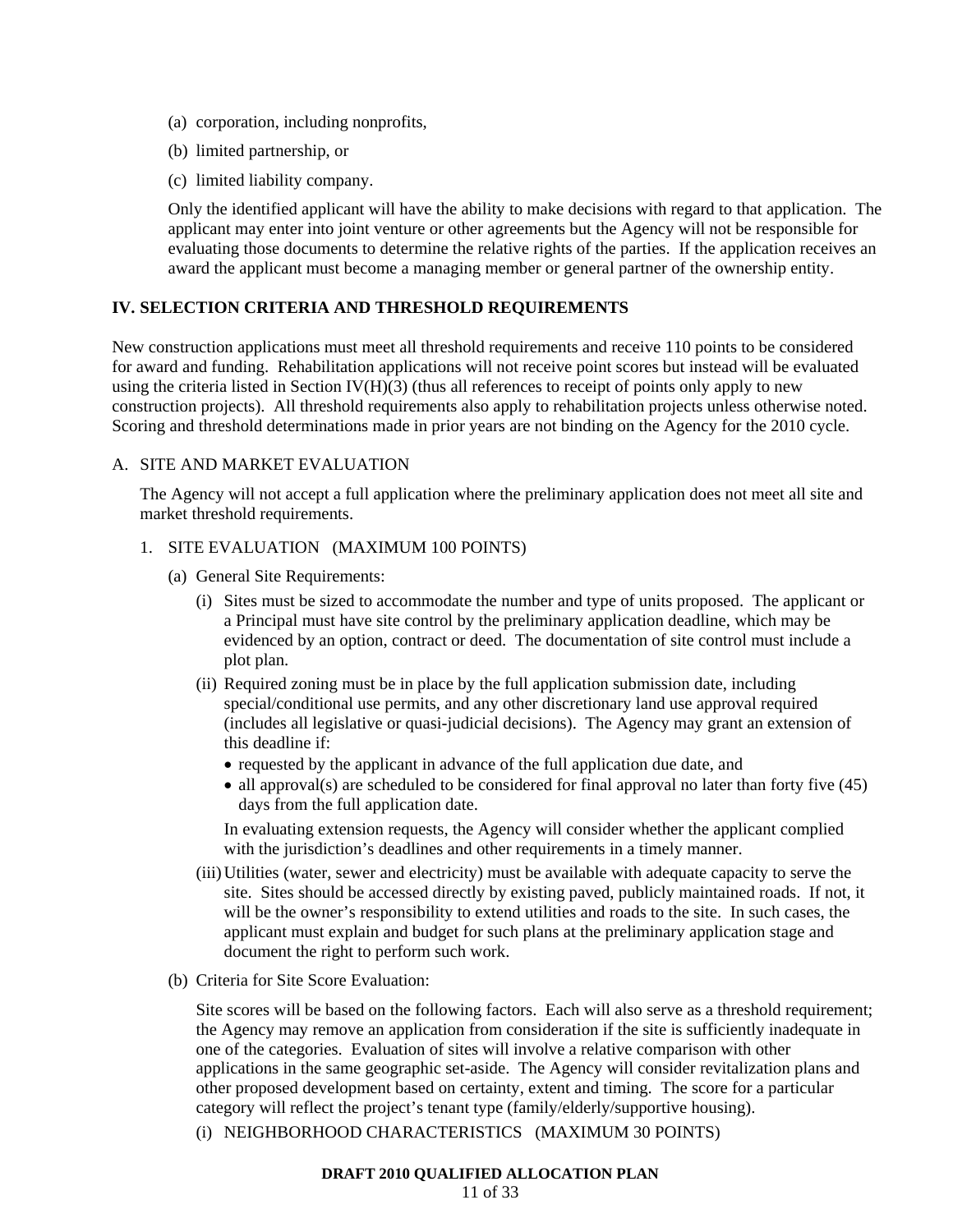(a) corporation, including nonprofits,

(b) limited partnership, or

(c) limited liability company.

Only the identified applicant will have the ability to make decisions with regard to that application. The applicant may enter into joint venture or other agreements but the Agency will not be responsible for evaluating those documents to determine the relative rights of the parties. If the application receives an award the applicant must become a managing member or general partner of the ownership entity.

## IV. SELECTION CRITERIA AND THRESHOLD REQUIREMENTS

New construction applications must meet all threshold requirements and receive 110 points to be considered for award and funding. Rehabilitation applications will not receive point scores but instead will be evaluated using the criteria listed in Section IV(H)(3) (thus all references to receipt of points only apply to new construction projects). All threshold requirements also apply to rehabilitation projects unless otherwise noted. Scoring and threshold determinations made in prior years are not binding on the Agency for the 2010 cycle.

A. SITE AND MARKET EVALUATION

The Agency will not accept a full application where the preliminary application does not meet all site and market threshold requirements.

1. SITE EVALUATION (MAXIMUM 100 POINTS)

(a) General Site Requirements:

(i) Sites must be sized to accommodate the number and type of units proposed. The applicant or a Principal must have site control by the preliminary application deadline, which may be evidenced by an option, contract or deed. The documentation of site control must include a plot plan.

(ii) Required zoning must be in place by the full application submission date, including special/conditional use permits, and any other discretionary land use approval required (includes all legislative or quasi-judicial decisions). The Agency may grant an extension of this deadline if:

- requested by the applicant in advance of the full application due date, and
- all approval(s) are scheduled to be considered for final approval no later than forty five (45) days from the full application date.

In evaluating extension requests, the Agency will consider whether the applicant complied with the jurisdiction's deadlines and other requirements in a timely manner.

(iii) Utilities (water, sewer and electricity) must be available with adequate capacity to serve the site. Sites should be accessed directly by existing paved, publicly maintained roads. If not, it will be the owner's responsibility to extend utilities and roads to the site. In such cases, the applicant must explain and budget for such plans at the preliminary application stage and document the right to perform such work.

(b) Criteria for Site Score Evaluation:

Site scores will be based on the following factors. Each will also serve as a threshold requirement; the Agency may remove an application from consideration if the site is sufficiently inadequate in one of the categories. Evaluation of sites will involve a relative comparison with other applications in the same geographic set-aside. The Agency will consider revitalization plans and other proposed development based on certainty, extent and timing. The score for a particular category will reflect the project's tenant type (family/elderly/supportive housing).

(i) NEIGHBORHOOD CHARACTERISTICS (MAXIMUM 30 POINTS)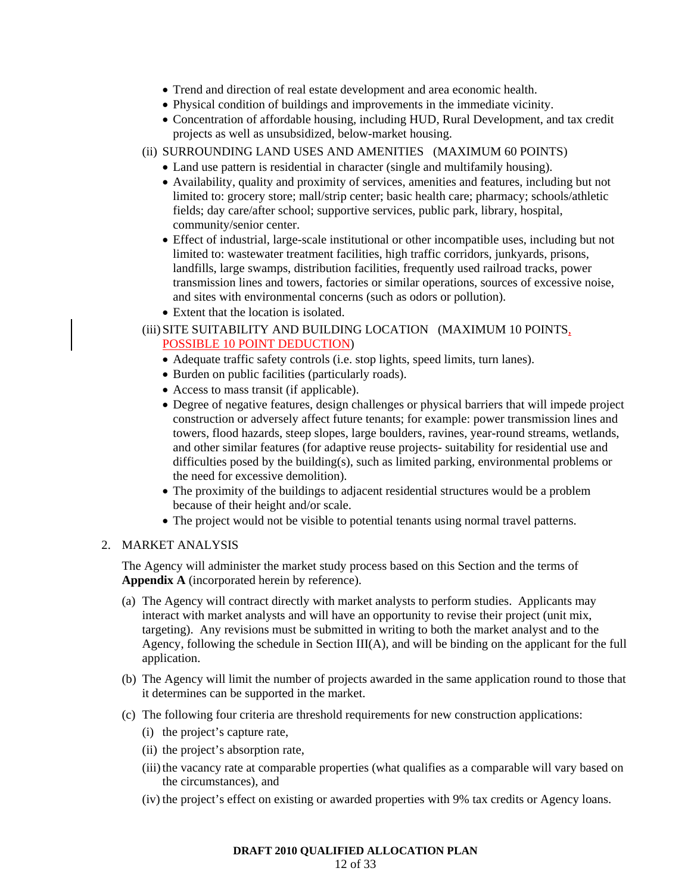- Trend and direction of real estate development and area economic health.
- Physical condition of buildings and improvements in the immediate vicinity.
- Concentration of affordable housing, including HUD, Rural Development, and tax credit projects as well as unsubsidized, below-market housing.

(ii) SURROUNDING LAND USES AND AMENITIES (MAXIMUM 60 POINTS)

- Land use pattern is residential in character (single and multifamily housing).
- Availability, quality and proximity of services, amenities and features, including but not limited to: grocery store; mall/strip center; basic health care; pharmacy; schools/athletic fields; day care/after school; supportive services, public park, library, hospital, community/senior center.
- Effect of industrial, large-scale institutional or other incompatible uses, including but not limited to: wastewater treatment facilities, high traffic corridors, junkyards, prisons, landfills, large swamps, distribution facilities, frequently used railroad tracks, power transmission lines and towers, factories or similar operations, sources of excessive noise, and sites with environmental concerns (such as odors or pollution).
- Extent that the location is isolated.

(iii) SITE SUITABILITY AND BUILDING LOCATION (MAXIMUM 10 POINTS, POSSIBLE 10 POINT DEDUCTION)

- Adequate traffic safety controls (i.e. stop lights, speed limits, turn lanes).
- Burden on public facilities (particularly roads).
- Access to mass transit (if applicable).
- Degree of negative features, design challenges or physical barriers that will impede project construction or adversely affect future tenants; for example: power transmission lines and towers, flood hazards, steep slopes, large boulders, ravines, year-round streams, wetlands, and other similar features (for adaptive reuse projects- suitability for residential use and difficulties posed by the building(s), such as limited parking, environmental problems or the need for excessive demolition).
- The proximity of the buildings to adjacent residential structures would be a problem because of their height and/or scale.
- The project would not be visible to potential tenants using normal travel patterns.

2. MARKET ANALYSIS

The Agency will administer the market study process based on this Section and the terms of **Appendix A** (incorporated herein by reference).

(a) The Agency will contract directly with market analysts to perform studies. Applicants may interact with market analysts and will have an opportunity to revise their project (unit mix, targeting). Any revisions must be submitted in writing to both the market analyst and to the Agency, following the schedule in Section III(A), and will be binding on the applicant for the full application.

(b) The Agency will limit the number of projects awarded in the same application round to those that it determines can be supported in the market.

(c) The following four criteria are threshold requirements for new construction applications:

(i) the project's capture rate,

(ii) the project's absorption rate,

(iii) the vacancy rate at comparable properties (what qualifies as a comparable will vary based on the circumstances), and

(iv) the project's effect on existing or awarded properties with 9% tax credits or Agency loans.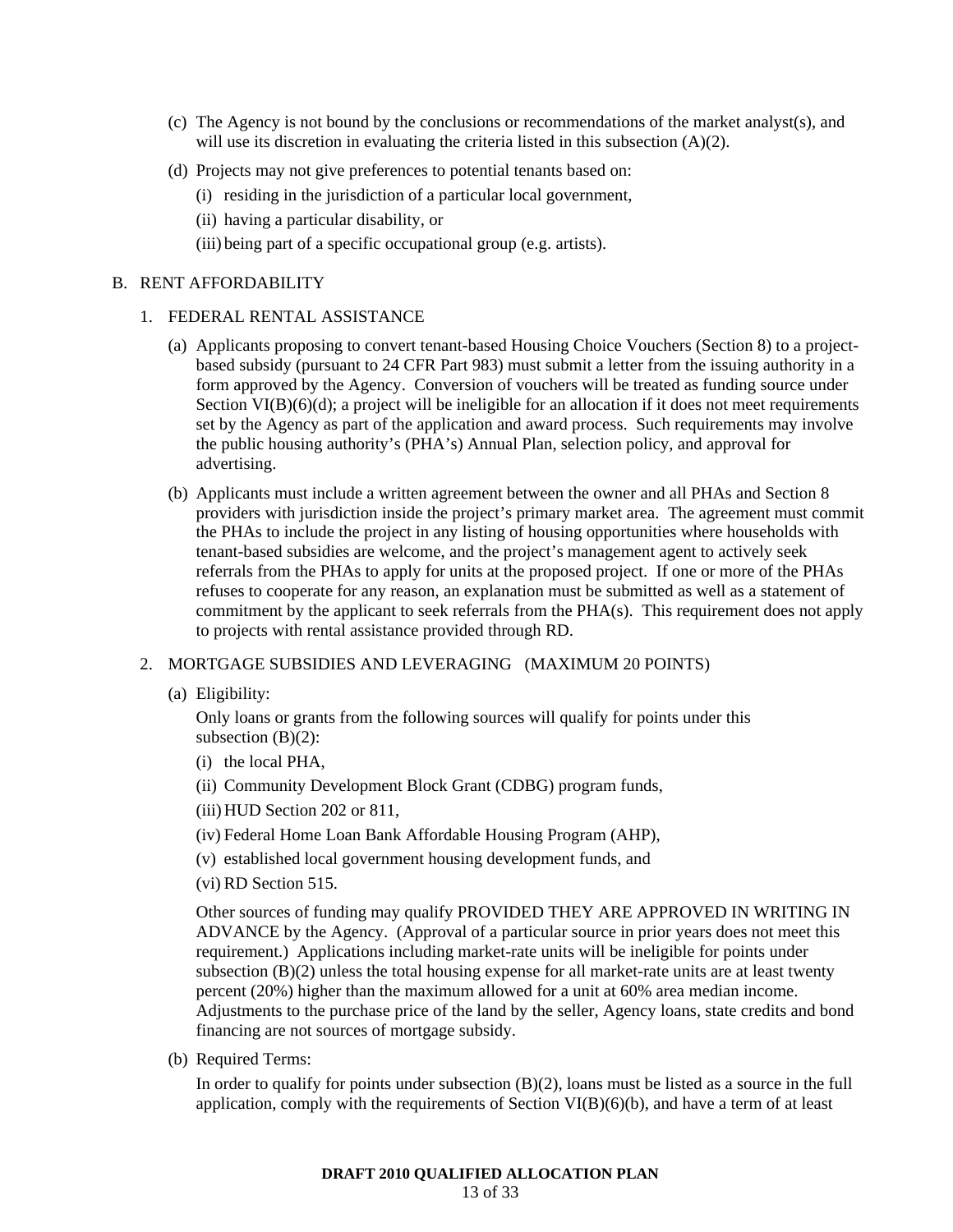(c) The Agency is not bound by the conclusions or recommendations of the market analyst(s), and will use its discretion in evaluating the criteria listed in this subsection (A)(2).

(d) Projects may not give preferences to potential tenants based on:

(i) residing in the jurisdiction of a particular local government,

(ii) having a particular disability, or

(iii) being part of a specific occupational group (e.g. artists).

B. RENT AFFORDABILITY

1. FEDERAL RENTAL ASSISTANCE

(a) Applicants proposing to convert tenant-based Housing Choice Vouchers (Section 8) to a project-based subsidy (pursuant to 24 CFR Part 983) must submit a letter from the issuing authority in a form approved by the Agency. Conversion of vouchers will be treated as funding source under Section VI(B)(6)(d); a project will be ineligible for an allocation if it does not meet requirements set by the Agency as part of the application and award process. Such requirements may involve the public housing authority's (PHA's) Annual Plan, selection policy, and approval for advertising.

(b) Applicants must include a written agreement between the owner and all PHAs and Section 8 providers with jurisdiction inside the project's primary market area. The agreement must commit the PHAs to include the project in any listing of housing opportunities where households with tenant-based subsidies are welcome, and the project's management agent to actively seek referrals from the PHAs to apply for units at the proposed project. If one or more of the PHAs refuses to cooperate for any reason, an explanation must be submitted as well as a statement of commitment by the applicant to seek referrals from the PHA(s). This requirement does not apply to projects with rental assistance provided through RD.

2. MORTGAGE SUBSIDIES AND LEVERAGING (MAXIMUM 20 POINTS)

(a) Eligibility:

Only loans or grants from the following sources will qualify for points under this subsection (B)(2):

(i) the local PHA,

(ii) Community Development Block Grant (CDBG) program funds,

(iii) HUD Section 202 or 811,

(iv) Federal Home Loan Bank Affordable Housing Program (AHP),

(v) established local government housing development funds, and

(vi) RD Section 515.

Other sources of funding may qualify PROVIDED THEY ARE APPROVED IN WRITING IN ADVANCE by the Agency. (Approval of a particular source in prior years does not meet this requirement.) Applications including market-rate units will be ineligible for points under subsection (B)(2) unless the total housing expense for all market-rate units are at least twenty percent (20%) higher than the maximum allowed for a unit at 60% area median income. Adjustments to the purchase price of the land by the seller, Agency loans, state credits and bond financing are not sources of mortgage subsidy.

(b) Required Terms:

In order to qualify for points under subsection (B)(2), loans must be listed as a source in the full application, comply with the requirements of Section VI(B)(6)(b), and have a term of at least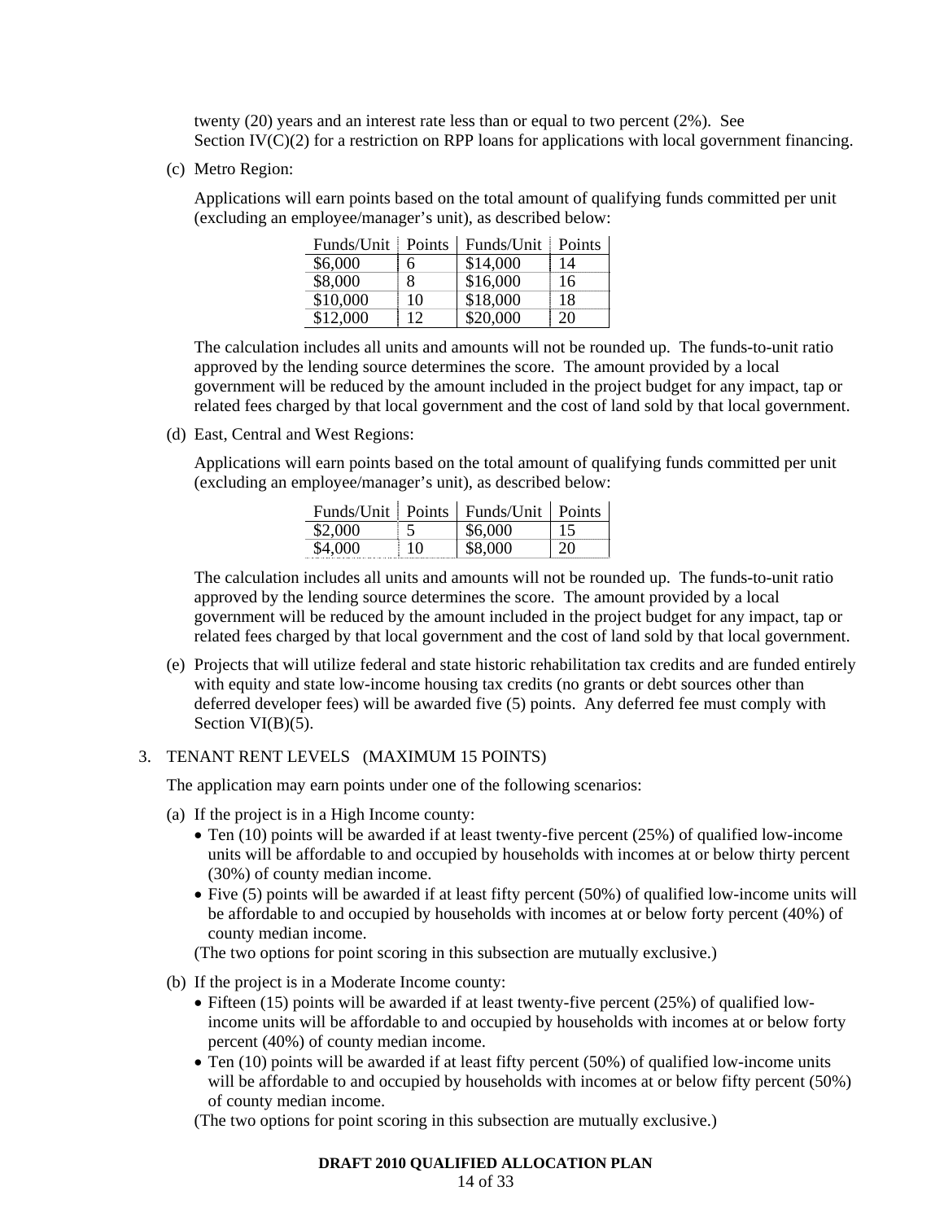twenty (20) years and an interest rate less than or equal to two percent (2%). See Section IV(C)(2) for a restriction on RPP loans for applications with local government financing.

(c) Metro Region:

Applications will earn points based on the total amount of qualifying funds committed per unit (excluding an employee/manager's unit), as described below:

| Funds/Unit | Points | Funds/Unit | Points |
|---|---|---|---|
| $6,000 | 6 | $14,000 | 14 |
| $8,000 | 8 | $16,000 | 16 |
| $10,000 | 10 | $18,000 | 18 |
| $12,000 | 12 | $20,000 | 20 |

The calculation includes all units and amounts will not be rounded up. The funds-to-unit ratio approved by the lending source determines the score. The amount provided by a local government will be reduced by the amount included in the project budget for any impact, tap or related fees charged by that local government and the cost of land sold by that local government.

(d) East, Central and West Regions:

Applications will earn points based on the total amount of qualifying funds committed per unit (excluding an employee/manager's unit), as described below:

| Funds/Unit | Points | Funds/Unit | Points |
|---|---|---|---|
| $2,000 | 5 | $6,000 | 15 |
| $4,000 | 10 | $8,000 | 20 |

The calculation includes all units and amounts will not be rounded up. The funds-to-unit ratio approved by the lending source determines the score. The amount provided by a local government will be reduced by the amount included in the project budget for any impact, tap or related fees charged by that local government and the cost of land sold by that local government.

(e) Projects that will utilize federal and state historic rehabilitation tax credits and are funded entirely with equity and state low-income housing tax credits (no grants or debt sources other than deferred developer fees) will be awarded five (5) points. Any deferred fee must comply with Section VI(B)(5).

3. TENANT RENT LEVELS (MAXIMUM 15 POINTS)

The application may earn points under one of the following scenarios:

(a) If the project is in a High Income county:
- Ten (10) points will be awarded if at least twenty-five percent (25%) of qualified low-income units will be affordable to and occupied by households with incomes at or below thirty percent (30%) of county median income.
- Five (5) points will be awarded if at least fifty percent (50%) of qualified low-income units will be affordable to and occupied by households with incomes at or below forty percent (40%) of county median income.

(The two options for point scoring in this subsection are mutually exclusive.)

(b) If the project is in a Moderate Income county:
- Fifteen (15) points will be awarded if at least twenty-five percent (25%) of qualified low-income units will be affordable to and occupied by households with incomes at or below forty percent (40%) of county median income.
- Ten (10) points will be awarded if at least fifty percent (50%) of qualified low-income units will be affordable to and occupied by households with incomes at or below fifty percent (50%) of county median income.

(The two options for point scoring in this subsection are mutually exclusive.)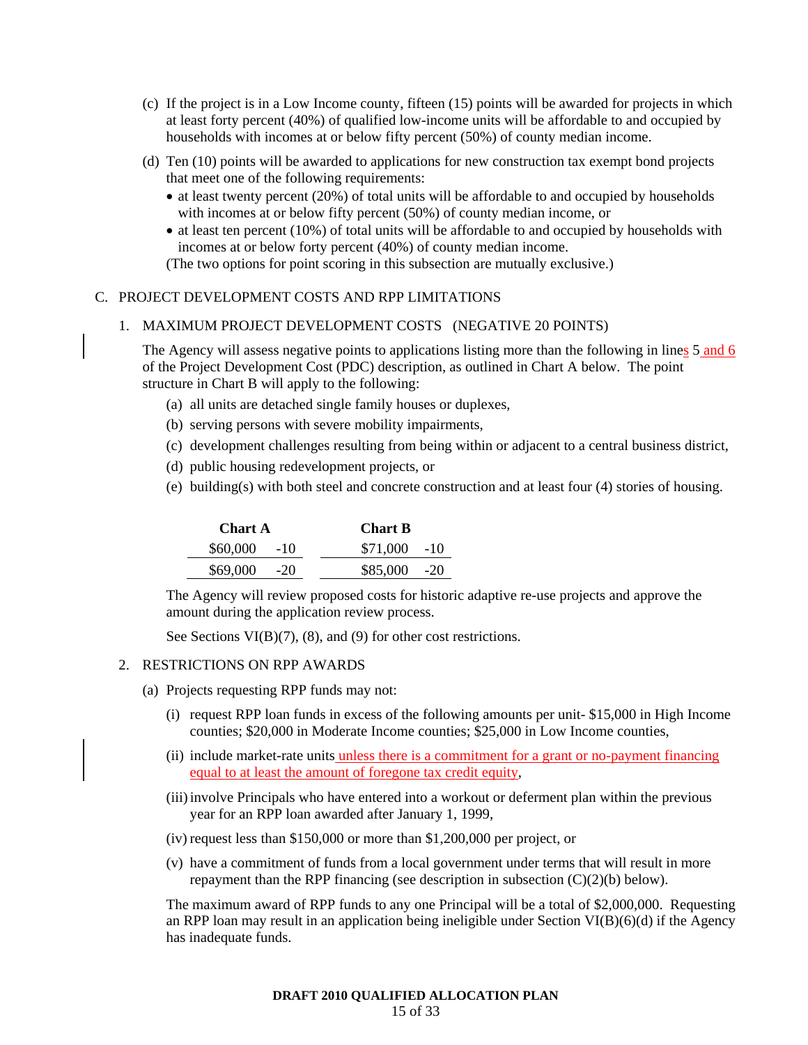(c) If the project is in a Low Income county, fifteen (15) points will be awarded for projects in which at least forty percent (40%) of qualified low-income units will be affordable to and occupied by households with incomes at or below fifty percent (50%) of county median income.

(d) Ten (10) points will be awarded to applications for new construction tax exempt bond projects that meet one of the following requirements:

- at least twenty percent (20%) of total units will be affordable to and occupied by households with incomes at or below fifty percent (50%) of county median income, or
- at least ten percent (10%) of total units will be affordable to and occupied by households with incomes at or below forty percent (40%) of county median income.

(The two options for point scoring in this subsection are mutually exclusive.)

C. PROJECT DEVELOPMENT COSTS AND RPP LIMITATIONS

1. MAXIMUM PROJECT DEVELOPMENT COSTS (NEGATIVE 20 POINTS)

The Agency will assess negative points to applications listing more than the following in lines 5 and 6 of the Project Development Cost (PDC) description, as outlined in Chart A below. The point structure in Chart B will apply to the following:

(a) all units are detached single family houses or duplexes,

(b) serving persons with severe mobility impairments,

(c) development challenges resulting from being within or adjacent to a central business district,

(d) public housing redevelopment projects, or

(e) building(s) with both steel and concrete construction and at least four (4) stories of housing.

| Chart A | | Chart B | |
|---|---|---|---|
| $60,000 | -10 | $71,000 | -10 |
| $69,000 | -20 | $85,000 | -20 |

The Agency will review proposed costs for historic adaptive re-use projects and approve the amount during the application review process.

See Sections VI(B)(7), (8), and (9) for other cost restrictions.

2. RESTRICTIONS ON RPP AWARDS

(a) Projects requesting RPP funds may not:

(i) request RPP loan funds in excess of the following amounts per unit- $15,000 in High Income counties; $20,000 in Moderate Income counties; $25,000 in Low Income counties,

(ii) include market-rate units unless there is a commitment for a grant or no-payment financing equal to at least the amount of foregone tax credit equity,

(iii) involve Principals who have entered into a workout or deferment plan within the previous year for an RPP loan awarded after January 1, 1999,

(iv) request less than $150,000 or more than $1,200,000 per project, or

(v) have a commitment of funds from a local government under terms that will result in more repayment than the RPP financing (see description in subsection (C)(2)(b) below).

The maximum award of RPP funds to any one Principal will be a total of $2,000,000. Requesting an RPP loan may result in an application being ineligible under Section VI(B)(6)(d) if the Agency has inadequate funds.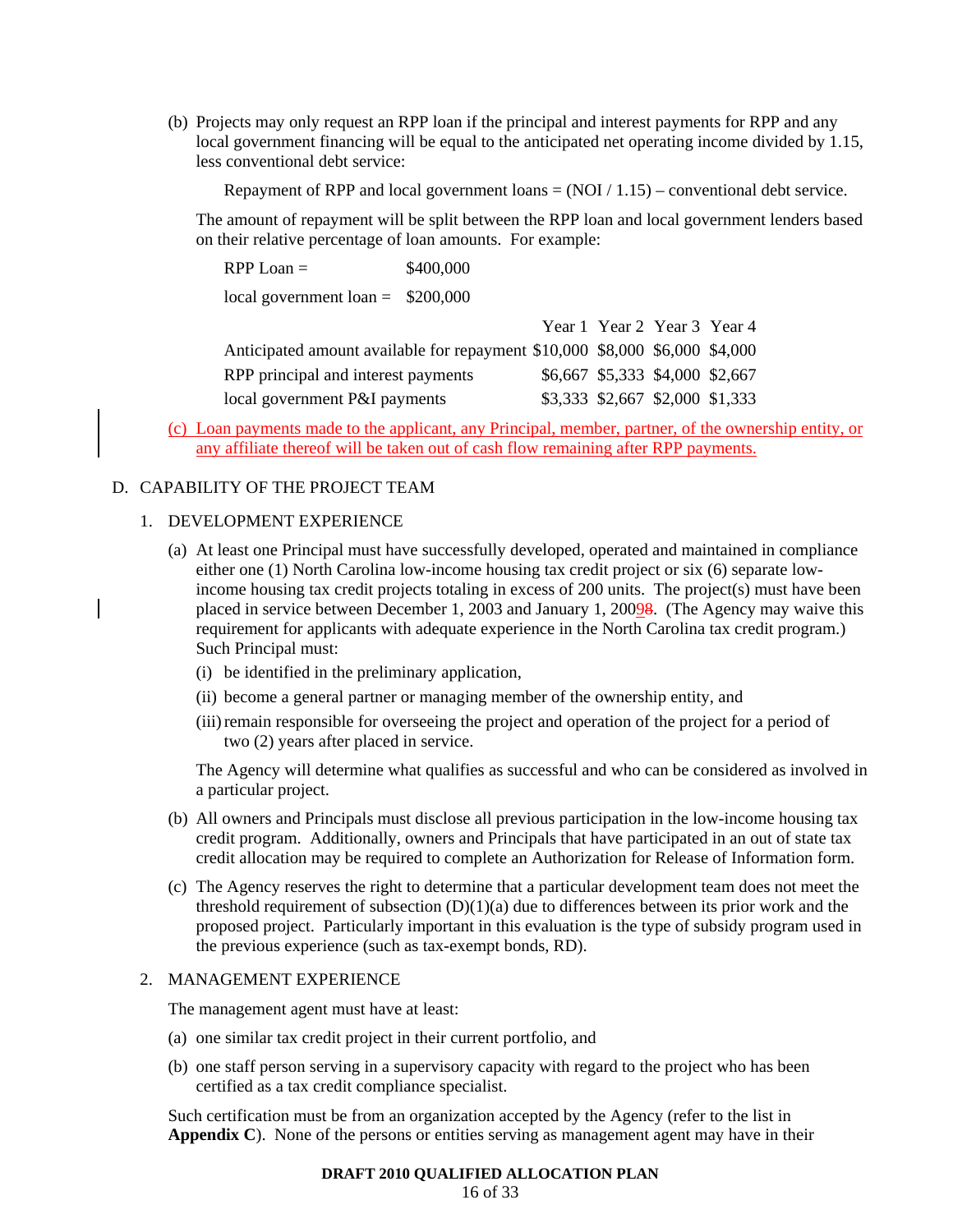(b) Projects may only request an RPP loan if the principal and interest payments for RPP and any local government financing will be equal to the anticipated net operating income divided by 1.15, less conventional debt service:

Repayment of RPP and local government loans = (NOI / 1.15) – conventional debt service.

The amount of repayment will be split between the RPP loan and local government lenders based on their relative percentage of loan amounts. For example:

RPP Loan = $400,000

local government loan = $200,000

| | Year 1 | Year 2 | Year 3 | Year 4 |
|---|---|---|---|---|
| Anticipated amount available for repayment | $10,000 | $8,000 | $6,000 | $4,000 |
| RPP principal and interest payments | $6,667 | $5,333 | $4,000 | $2,667 |
| local government P&I payments | $3,333 | $2,667 | $2,000 | $1,333 |

(c) Loan payments made to the applicant, any Principal, member, partner, of the ownership entity, or any affiliate thereof will be taken out of cash flow remaining after RPP payments.

## D. CAPABILITY OF THE PROJECT TEAM

### 1. DEVELOPMENT EXPERIENCE

(a) At least one Principal must have successfully developed, operated and maintained in compliance either one (1) North Carolina low-income housing tax credit project or six (6) separate low-income housing tax credit projects totaling in excess of 200 units. The project(s) must have been placed in service between December 1, 2003 and January 1, 200~~8~~9. (The Agency may waive this requirement for applicants with adequate experience in the North Carolina tax credit program.) Such Principal must:

(i) be identified in the preliminary application,

(ii) become a general partner or managing member of the ownership entity, and

(iii) remain responsible for overseeing the project and operation of the project for a period of two (2) years after placed in service.

The Agency will determine what qualifies as successful and who can be considered as involved in a particular project.

(b) All owners and Principals must disclose all previous participation in the low-income housing tax credit program. Additionally, owners and Principals that have participated in an out of state tax credit allocation may be required to complete an Authorization for Release of Information form.

(c) The Agency reserves the right to determine that a particular development team does not meet the threshold requirement of subsection (D)(1)(a) due to differences between its prior work and the proposed project. Particularly important in this evaluation is the type of subsidy program used in the previous experience (such as tax-exempt bonds, RD).

### 2. MANAGEMENT EXPERIENCE

The management agent must have at least:

(a) one similar tax credit project in their current portfolio, and

(b) one staff person serving in a supervisory capacity with regard to the project who has been certified as a tax credit compliance specialist.

Such certification must be from an organization accepted by the Agency (refer to the list in **Appendix C**). None of the persons or entities serving as management agent may have in their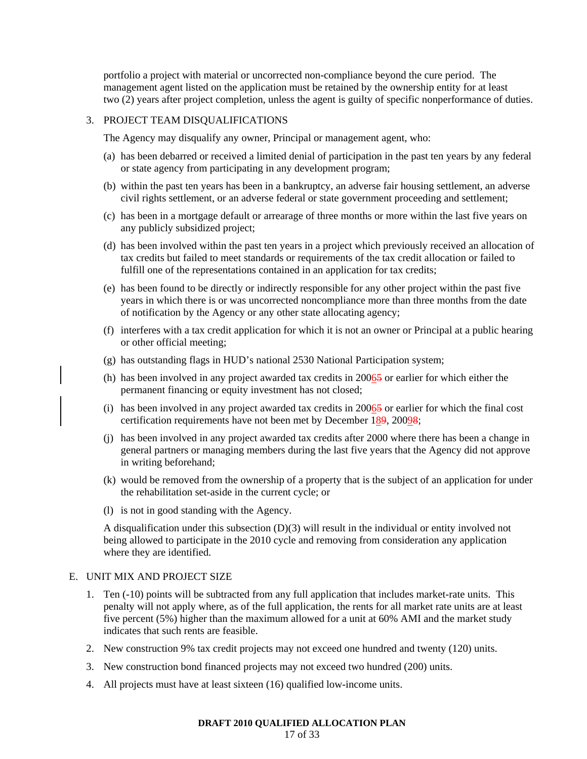portfolio a project with material or uncorrected non-compliance beyond the cure period. The management agent listed on the application must be retained by the ownership entity for at least two (2) years after project completion, unless the agent is guilty of specific nonperformance of duties.

3. PROJECT TEAM DISQUALIFICATIONS

   The Agency may disqualify any owner, Principal or management agent, who:

   (a) has been debarred or received a limited denial of participation in the past ten years by any federal or state agency from participating in any development program;

   (b) within the past ten years has been in a bankruptcy, an adverse fair housing settlement, an adverse civil rights settlement, or an adverse federal or state government proceeding and settlement;

   (c) has been in a mortgage default or arrearage of three months or more within the last five years on any publicly subsidized project;

   (d) has been involved within the past ten years in a project which previously received an allocation of tax credits but failed to meet standards or requirements of the tax credit allocation or failed to fulfill one of the representations contained in an application for tax credits;

   (e) has been found to be directly or indirectly responsible for any other project within the past five years in which there is or was uncorrected noncompliance more than three months from the date of notification by the Agency or any other state allocating agency;

   (f) interferes with a tax credit application for which it is not an owner or Principal at a public hearing or other official meeting;

   (g) has outstanding flags in HUD's national 2530 National Participation system;

   (h) has been involved in any project awarded tax credits in 2006~~5~~ or earlier for which either the permanent financing or equity investment has not closed;

   (i) has been involved in any project awarded tax credits in 2006~~5~~ or earlier for which the final cost certification requirements have not been met by December 18~~9~~, 2009~~8~~;

   (j) has been involved in any project awarded tax credits after 2000 where there has been a change in general partners or managing members during the last five years that the Agency did not approve in writing beforehand;

   (k) would be removed from the ownership of a property that is the subject of an application for under the rehabilitation set-aside in the current cycle; or

   (l) is not in good standing with the Agency.

   A disqualification under this subsection (D)(3) will result in the individual or entity involved not being allowed to participate in the 2010 cycle and removing from consideration any application where they are identified.

E. UNIT MIX AND PROJECT SIZE

1. Ten (-10) points will be subtracted from any full application that includes market-rate units. This penalty will not apply where, as of the full application, the rents for all market rate units are at least five percent (5%) higher than the maximum allowed for a unit at 60% AMI and the market study indicates that such rents are feasible.

2. New construction 9% tax credit projects may not exceed one hundred and twenty (120) units.

3. New construction bond financed projects may not exceed two hundred (200) units.

4. All projects must have at least sixteen (16) qualified low-income units.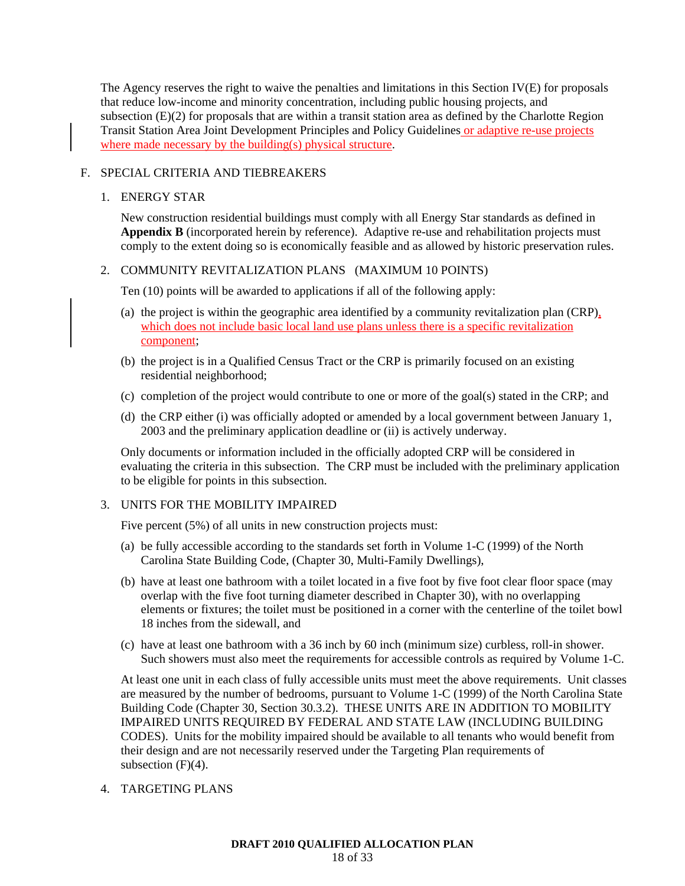The Agency reserves the right to waive the penalties and limitations in this Section IV(E) for proposals that reduce low-income and minority concentration, including public housing projects, and subsection (E)(2) for proposals that are within a transit station area as defined by the Charlotte Region Transit Station Area Joint Development Principles and Policy Guidelines or adaptive re-use projects where made necessary by the building(s) physical structure.

F. SPECIAL CRITERIA AND TIEBREAKERS

1. ENERGY STAR

New construction residential buildings must comply with all Energy Star standards as defined in **Appendix B** (incorporated herein by reference). Adaptive re-use and rehabilitation projects must comply to the extent doing so is economically feasible and as allowed by historic preservation rules.

2. COMMUNITY REVITALIZATION PLANS (MAXIMUM 10 POINTS)

Ten (10) points will be awarded to applications if all of the following apply:

(a) the project is within the geographic area identified by a community revitalization plan (CRP), which does not include basic local land use plans unless there is a specific revitalization component;

(b) the project is in a Qualified Census Tract or the CRP is primarily focused on an existing residential neighborhood;

(c) completion of the project would contribute to one or more of the goal(s) stated in the CRP; and

(d) the CRP either (i) was officially adopted or amended by a local government between January 1, 2003 and the preliminary application deadline or (ii) is actively underway.

Only documents or information included in the officially adopted CRP will be considered in evaluating the criteria in this subsection. The CRP must be included with the preliminary application to be eligible for points in this subsection.

3. UNITS FOR THE MOBILITY IMPAIRED

Five percent (5%) of all units in new construction projects must:

(a) be fully accessible according to the standards set forth in Volume 1-C (1999) of the North Carolina State Building Code, (Chapter 30, Multi-Family Dwellings),

(b) have at least one bathroom with a toilet located in a five foot by five foot clear floor space (may overlap with the five foot turning diameter described in Chapter 30), with no overlapping elements or fixtures; the toilet must be positioned in a corner with the centerline of the toilet bowl 18 inches from the sidewall, and

(c) have at least one bathroom with a 36 inch by 60 inch (minimum size) curbless, roll-in shower. Such showers must also meet the requirements for accessible controls as required by Volume 1-C.

At least one unit in each class of fully accessible units must meet the above requirements. Unit classes are measured by the number of bedrooms, pursuant to Volume 1-C (1999) of the North Carolina State Building Code (Chapter 30, Section 30.3.2). THESE UNITS ARE IN ADDITION TO MOBILITY IMPAIRED UNITS REQUIRED BY FEDERAL AND STATE LAW (INCLUDING BUILDING CODES). Units for the mobility impaired should be available to all tenants who would benefit from their design and are not necessarily reserved under the Targeting Plan requirements of subsection (F)(4).

4. TARGETING PLANS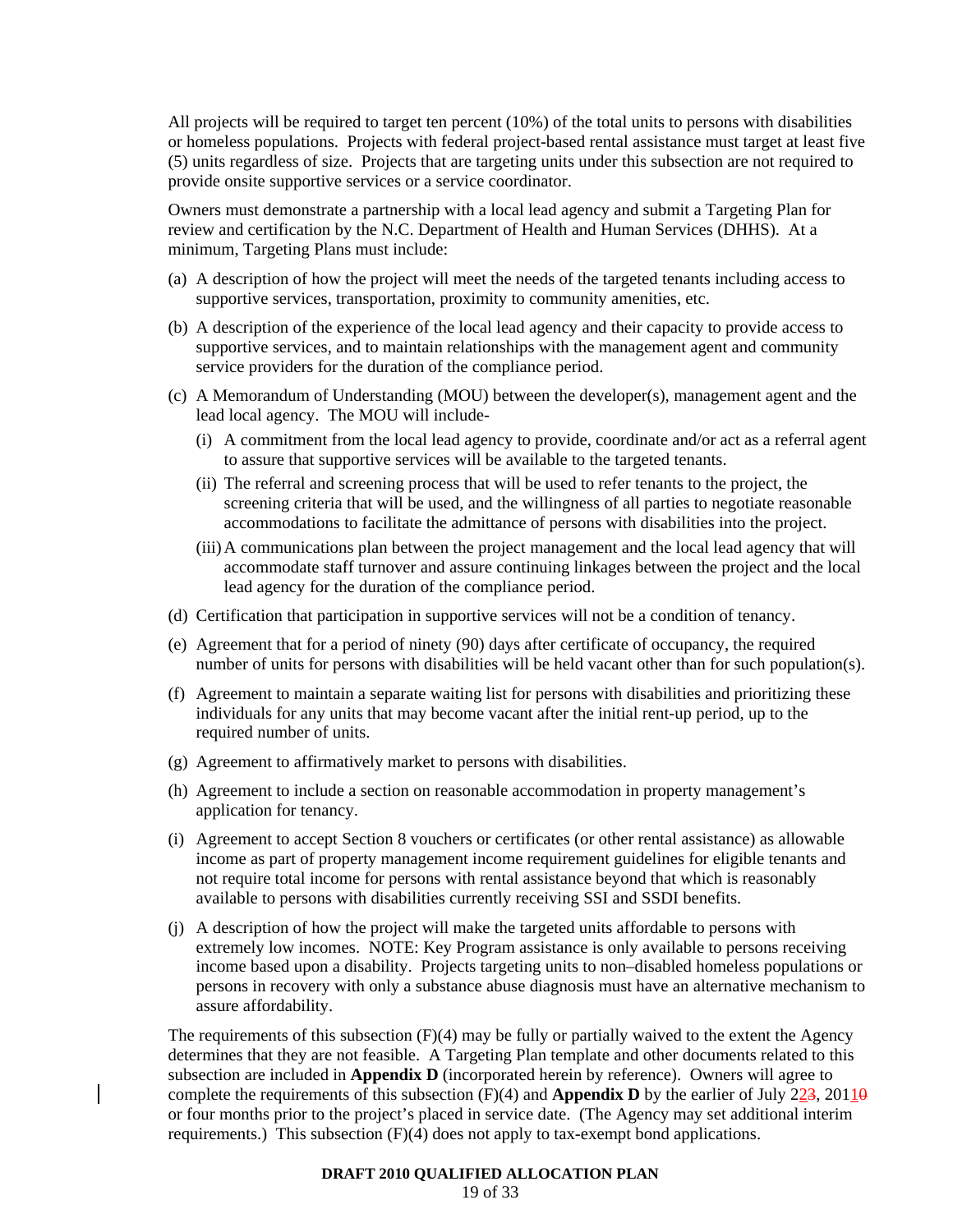All projects will be required to target ten percent (10%) of the total units to persons with disabilities or homeless populations. Projects with federal project-based rental assistance must target at least five (5) units regardless of size. Projects that are targeting units under this subsection are not required to provide onsite supportive services or a service coordinator.

Owners must demonstrate a partnership with a local lead agency and submit a Targeting Plan for review and certification by the N.C. Department of Health and Human Services (DHHS). At a minimum, Targeting Plans must include:

(a) A description of how the project will meet the needs of the targeted tenants including access to supportive services, transportation, proximity to community amenities, etc.

(b) A description of the experience of the local lead agency and their capacity to provide access to supportive services, and to maintain relationships with the management agent and community service providers for the duration of the compliance period.

(c) A Memorandum of Understanding (MOU) between the developer(s), management agent and the lead local agency. The MOU will include-

  (i) A commitment from the local lead agency to provide, coordinate and/or act as a referral agent to assure that supportive services will be available to the targeted tenants.

  (ii) The referral and screening process that will be used to refer tenants to the project, the screening criteria that will be used, and the willingness of all parties to negotiate reasonable accommodations to facilitate the admittance of persons with disabilities into the project.

  (iii) A communications plan between the project management and the local lead agency that will accommodate staff turnover and assure continuing linkages between the project and the local lead agency for the duration of the compliance period.

(d) Certification that participation in supportive services will not be a condition of tenancy.

(e) Agreement that for a period of ninety (90) days after certificate of occupancy, the required number of units for persons with disabilities will be held vacant other than for such population(s).

(f) Agreement to maintain a separate waiting list for persons with disabilities and prioritizing these individuals for any units that may become vacant after the initial rent-up period, up to the required number of units.

(g) Agreement to affirmatively market to persons with disabilities.

(h) Agreement to include a section on reasonable accommodation in property management's application for tenancy.

(i) Agreement to accept Section 8 vouchers or certificates (or other rental assistance) as allowable income as part of property management income requirement guidelines for eligible tenants and not require total income for persons with rental assistance beyond that which is reasonably available to persons with disabilities currently receiving SSI and SSDI benefits.

(j) A description of how the project will make the targeted units affordable to persons with extremely low incomes. NOTE: Key Program assistance is only available to persons receiving income based upon a disability. Projects targeting units to non–disabled homeless populations or persons in recovery with only a substance abuse diagnosis must have an alternative mechanism to assure affordability.

The requirements of this subsection (F)(4) may be fully or partially waived to the extent the Agency determines that they are not feasible. A Targeting Plan template and other documents related to this subsection are included in **Appendix D** (incorporated herein by reference). Owners will agree to complete the requirements of this subsection (F)(4) and **Appendix D** by the earlier of July 2~~2~~3, 201~~1~~0 or four months prior to the project's placed in service date. (The Agency may set additional interim requirements.) This subsection (F)(4) does not apply to tax-exempt bond applications.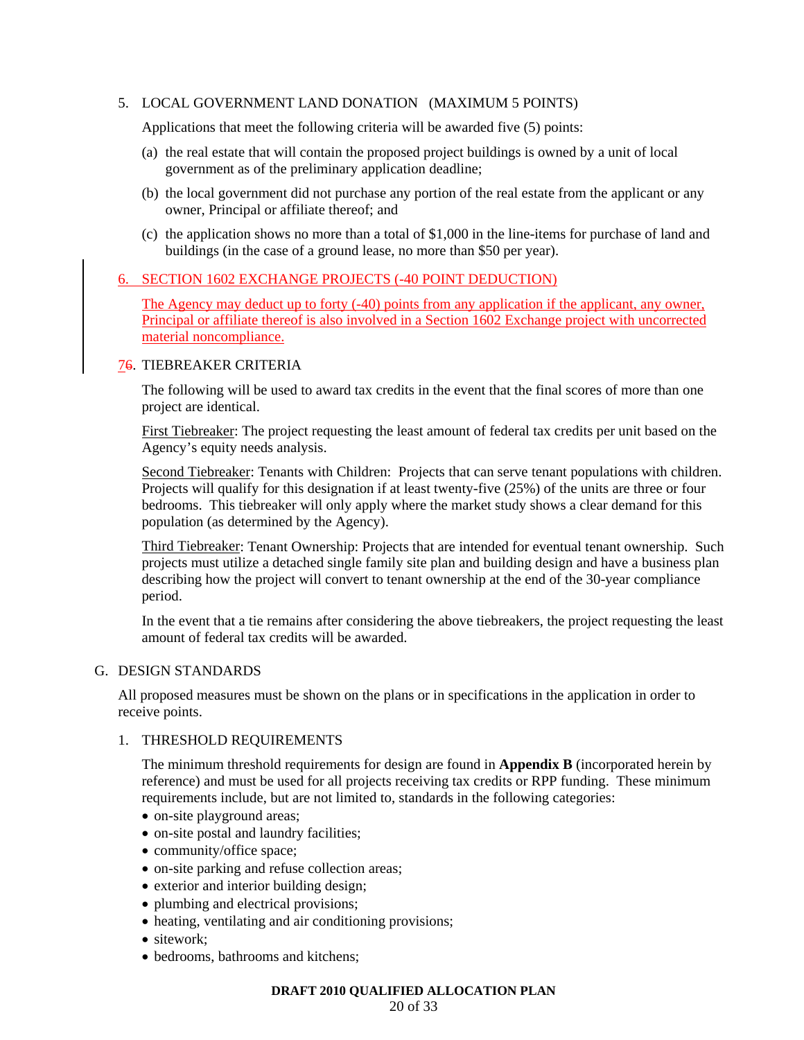5. LOCAL GOVERNMENT LAND DONATION (MAXIMUM 5 POINTS)

   Applications that meet the following criteria will be awarded five (5) points:

   (a) the real estate that will contain the proposed project buildings is owned by a unit of local government as of the preliminary application deadline;

   (b) the local government did not purchase any portion of the real estate from the applicant or any owner, Principal or affiliate thereof; and

   (c) the application shows no more than a total of $1,000 in the line-items for purchase of land and buildings (in the case of a ground lease, no more than $50 per year).

6. SECTION 1602 EXCHANGE PROJECTS (-40 POINT DEDUCTION)

   The Agency may deduct up to forty (-40) points from any application if the applicant, any owner, Principal or affiliate thereof is also involved in a Section 1602 Exchange project with uncorrected material noncompliance.

7~~6~~. TIEBREAKER CRITERIA

   The following will be used to award tax credits in the event that the final scores of more than one project are identical.

   First Tiebreaker: The project requesting the least amount of federal tax credits per unit based on the Agency's equity needs analysis.

   Second Tiebreaker: Tenants with Children: Projects that can serve tenant populations with children. Projects will qualify for this designation if at least twenty-five (25%) of the units are three or four bedrooms. This tiebreaker will only apply where the market study shows a clear demand for this population (as determined by the Agency).

   Third Tiebreaker: Tenant Ownership: Projects that are intended for eventual tenant ownership. Such projects must utilize a detached single family site plan and building design and have a business plan describing how the project will convert to tenant ownership at the end of the 30-year compliance period.

   In the event that a tie remains after considering the above tiebreakers, the project requesting the least amount of federal tax credits will be awarded.

G. DESIGN STANDARDS

All proposed measures must be shown on the plans or in specifications in the application in order to receive points.

1. THRESHOLD REQUIREMENTS

   The minimum threshold requirements for design are found in **Appendix B** (incorporated herein by reference) and must be used for all projects receiving tax credits or RPP funding. These minimum requirements include, but are not limited to, standards in the following categories:

   - on-site playground areas;
   - on-site postal and laundry facilities;
   - community/office space;
   - on-site parking and refuse collection areas;
   - exterior and interior building design;
   - plumbing and electrical provisions;
   - heating, ventilating and air conditioning provisions;
   - sitework;
   - bedrooms, bathrooms and kitchens;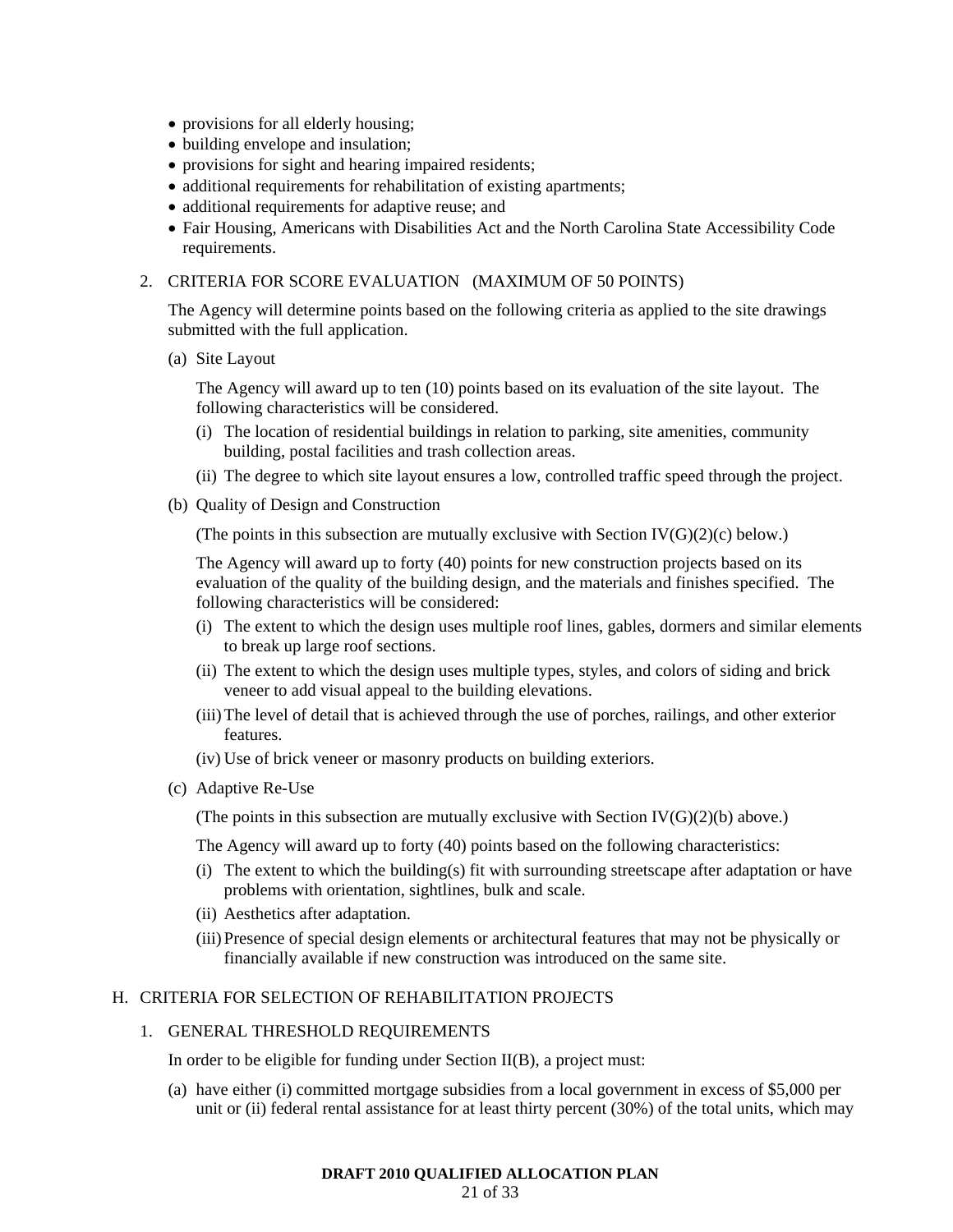- provisions for all elderly housing;
- building envelope and insulation;
- provisions for sight and hearing impaired residents;
- additional requirements for rehabilitation of existing apartments;
- additional requirements for adaptive reuse; and
- Fair Housing, Americans with Disabilities Act and the North Carolina State Accessibility Code requirements.

2. CRITERIA FOR SCORE EVALUATION   (MAXIMUM OF 50 POINTS)

   The Agency will determine points based on the following criteria as applied to the site drawings submitted with the full application.

   (a) Site Layout

   The Agency will award up to ten (10) points based on its evaluation of the site layout. The following characteristics will be considered.

   (i) The location of residential buildings in relation to parking, site amenities, community building, postal facilities and trash collection areas.

   (ii) The degree to which site layout ensures a low, controlled traffic speed through the project.

   (b) Quality of Design and Construction

   (The points in this subsection are mutually exclusive with Section IV(G)(2)(c) below.)

   The Agency will award up to forty (40) points for new construction projects based on its evaluation of the quality of the building design, and the materials and finishes specified. The following characteristics will be considered:

   (i) The extent to which the design uses multiple roof lines, gables, dormers and similar elements to break up large roof sections.

   (ii) The extent to which the design uses multiple types, styles, and colors of siding and brick veneer to add visual appeal to the building elevations.

   (iii) The level of detail that is achieved through the use of porches, railings, and other exterior features.

   (iv) Use of brick veneer or masonry products on building exteriors.

   (c) Adaptive Re-Use

   (The points in this subsection are mutually exclusive with Section IV(G)(2)(b) above.)

   The Agency will award up to forty (40) points based on the following characteristics:

   (i) The extent to which the building(s) fit with surrounding streetscape after adaptation or have problems with orientation, sightlines, bulk and scale.

   (ii) Aesthetics after adaptation.

   (iii) Presence of special design elements or architectural features that may not be physically or financially available if new construction was introduced on the same site.

H. CRITERIA FOR SELECTION OF REHABILITATION PROJECTS

1. GENERAL THRESHOLD REQUIREMENTS

   In order to be eligible for funding under Section II(B), a project must:

   (a) have either (i) committed mortgage subsidies from a local government in excess of $5,000 per unit or (ii) federal rental assistance for at least thirty percent (30%) of the total units, which may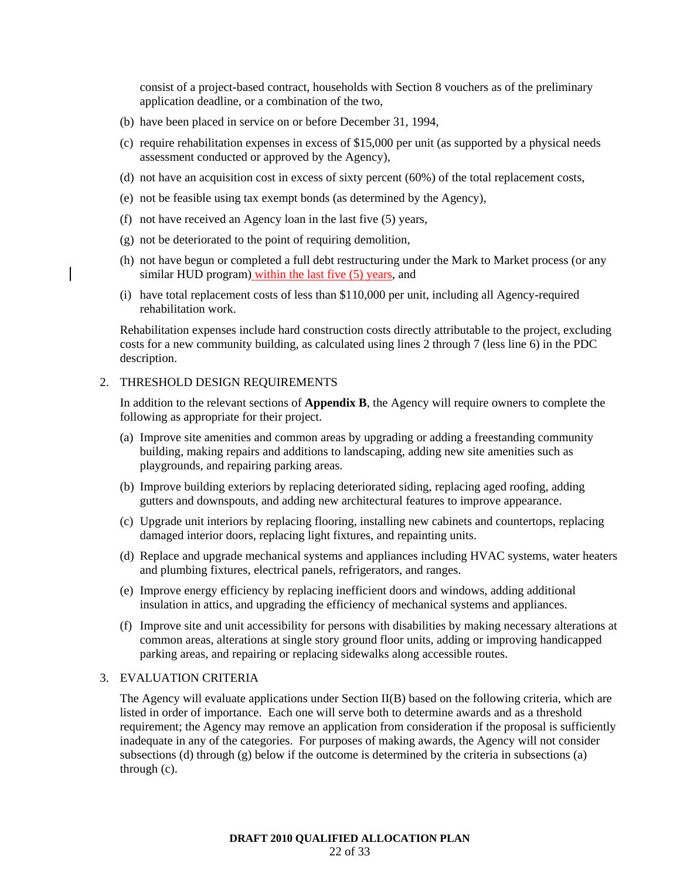consist of a project-based contract, households with Section 8 vouchers as of the preliminary application deadline, or a combination of the two,

(b) have been placed in service on or before December 31, 1994,

(c) require rehabilitation expenses in excess of $15,000 per unit (as supported by a physical needs assessment conducted or approved by the Agency),

(d) not have an acquisition cost in excess of sixty percent (60%) of the total replacement costs,

(e) not be feasible using tax exempt bonds (as determined by the Agency),

(f) not have received an Agency loan in the last five (5) years,

(g) not be deteriorated to the point of requiring demolition,

(h) not have begun or completed a full debt restructuring under the Mark to Market process (or any similar HUD program) within the last five (5) years, and

(i) have total replacement costs of less than $110,000 per unit, including all Agency-required rehabilitation work.

Rehabilitation expenses include hard construction costs directly attributable to the project, excluding costs for a new community building, as calculated using lines 2 through 7 (less line 6) in the PDC description.

2. THRESHOLD DESIGN REQUIREMENTS

In addition to the relevant sections of **Appendix B**, the Agency will require owners to complete the following as appropriate for their project.

(a) Improve site amenities and common areas by upgrading or adding a freestanding community building, making repairs and additions to landscaping, adding new site amenities such as playgrounds, and repairing parking areas.

(b) Improve building exteriors by replacing deteriorated siding, replacing aged roofing, adding gutters and downspouts, and adding new architectural features to improve appearance.

(c) Upgrade unit interiors by replacing flooring, installing new cabinets and countertops, replacing damaged interior doors, replacing light fixtures, and repainting units.

(d) Replace and upgrade mechanical systems and appliances including HVAC systems, water heaters and plumbing fixtures, electrical panels, refrigerators, and ranges.

(e) Improve energy efficiency by replacing inefficient doors and windows, adding additional insulation in attics, and upgrading the efficiency of mechanical systems and appliances.

(f) Improve site and unit accessibility for persons with disabilities by making necessary alterations at common areas, alterations at single story ground floor units, adding or improving handicapped parking areas, and repairing or replacing sidewalks along accessible routes.

3. EVALUATION CRITERIA

The Agency will evaluate applications under Section II(B) based on the following criteria, which are listed in order of importance. Each one will serve both to determine awards and as a threshold requirement; the Agency may remove an application from consideration if the proposal is sufficiently inadequate in any of the categories. For purposes of making awards, the Agency will not consider subsections (d) through (g) below if the outcome is determined by the criteria in subsections (a) through (c).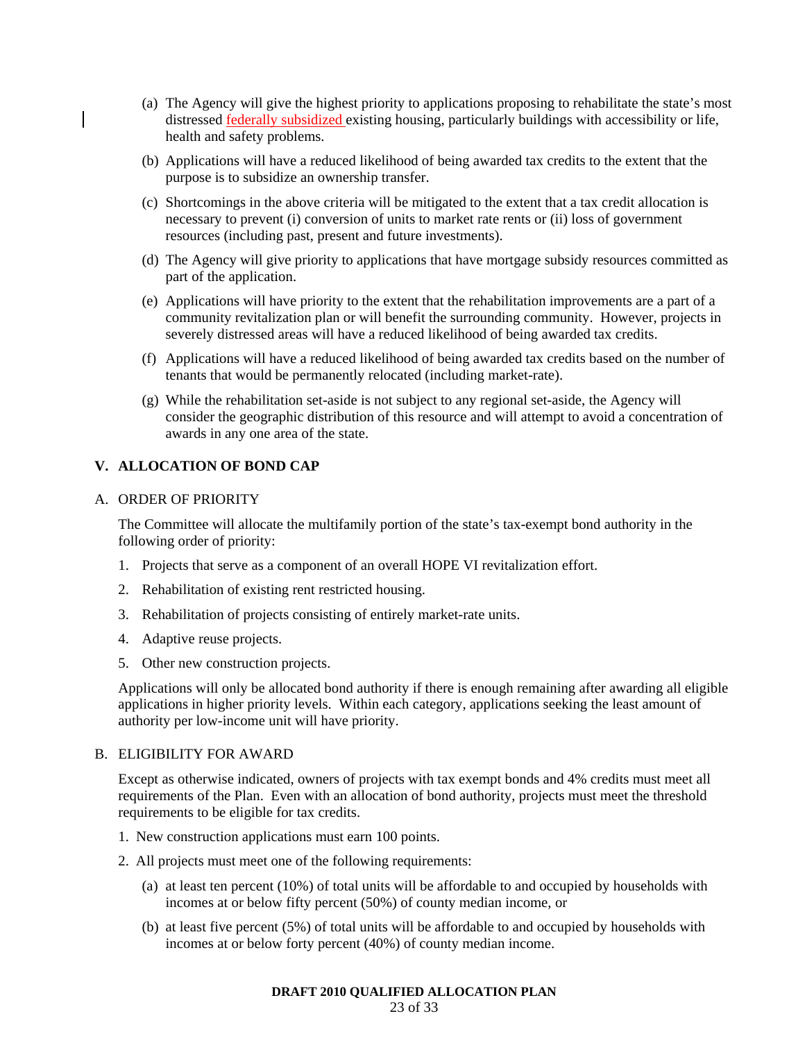(a) The Agency will give the highest priority to applications proposing to rehabilitate the state's most distressed federally subsidized existing housing, particularly buildings with accessibility or life, health and safety problems.

(b) Applications will have a reduced likelihood of being awarded tax credits to the extent that the purpose is to subsidize an ownership transfer.

(c) Shortcomings in the above criteria will be mitigated to the extent that a tax credit allocation is necessary to prevent (i) conversion of units to market rate rents or (ii) loss of government resources (including past, present and future investments).

(d) The Agency will give priority to applications that have mortgage subsidy resources committed as part of the application.

(e) Applications will have priority to the extent that the rehabilitation improvements are a part of a community revitalization plan or will benefit the surrounding community. However, projects in severely distressed areas will have a reduced likelihood of being awarded tax credits.

(f) Applications will have a reduced likelihood of being awarded tax credits based on the number of tenants that would be permanently relocated (including market-rate).

(g) While the rehabilitation set-aside is not subject to any regional set-aside, the Agency will consider the geographic distribution of this resource and will attempt to avoid a concentration of awards in any one area of the state.

## V. ALLOCATION OF BOND CAP

### A. ORDER OF PRIORITY

The Committee will allocate the multifamily portion of the state's tax-exempt bond authority in the following order of priority:

1. Projects that serve as a component of an overall HOPE VI revitalization effort.
2. Rehabilitation of existing rent restricted housing.
3. Rehabilitation of projects consisting of entirely market-rate units.
4. Adaptive reuse projects.
5. Other new construction projects.

Applications will only be allocated bond authority if there is enough remaining after awarding all eligible applications in higher priority levels. Within each category, applications seeking the least amount of authority per low-income unit will have priority.

### B. ELIGIBILITY FOR AWARD

Except as otherwise indicated, owners of projects with tax exempt bonds and 4% credits must meet all requirements of the Plan. Even with an allocation of bond authority, projects must meet the threshold requirements to be eligible for tax credits.

1. New construction applications must earn 100 points.
2. All projects must meet one of the following requirements:

   (a) at least ten percent (10%) of total units will be affordable to and occupied by households with incomes at or below fifty percent (50%) of county median income, or

   (b) at least five percent (5%) of total units will be affordable to and occupied by households with incomes at or below forty percent (40%) of county median income.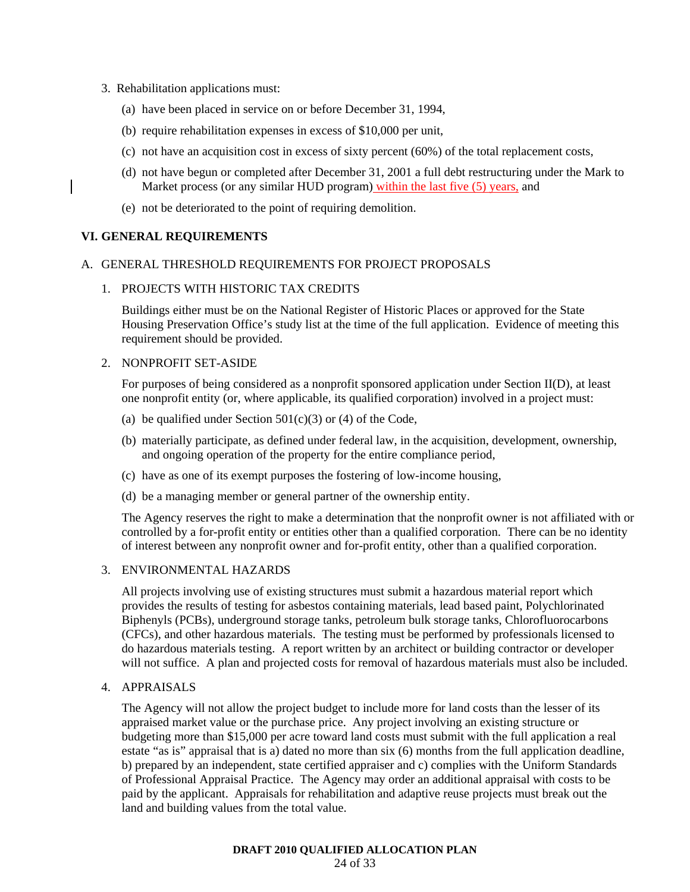3. Rehabilitation applications must:

   (a) have been placed in service on or before December 31, 1994,

   (b) require rehabilitation expenses in excess of $10,000 per unit,

   (c) not have an acquisition cost in excess of sixty percent (60%) of the total replacement costs,

   (d) not have begun or completed after December 31, 2001 a full debt restructuring under the Mark to Market process (or any similar HUD program) within the last five (5) years, and

   (e) not be deteriorated to the point of requiring demolition.

## VI. GENERAL REQUIREMENTS

### A. GENERAL THRESHOLD REQUIREMENTS FOR PROJECT PROPOSALS

1. PROJECTS WITH HISTORIC TAX CREDITS

   Buildings either must be on the National Register of Historic Places or approved for the State Housing Preservation Office's study list at the time of the full application. Evidence of meeting this requirement should be provided.

2. NONPROFIT SET-ASIDE

   For purposes of being considered as a nonprofit sponsored application under Section II(D), at least one nonprofit entity (or, where applicable, its qualified corporation) involved in a project must:

   (a) be qualified under Section 501(c)(3) or (4) of the Code,

   (b) materially participate, as defined under federal law, in the acquisition, development, ownership, and ongoing operation of the property for the entire compliance period,

   (c) have as one of its exempt purposes the fostering of low-income housing,

   (d) be a managing member or general partner of the ownership entity.

   The Agency reserves the right to make a determination that the nonprofit owner is not affiliated with or controlled by a for-profit entity or entities other than a qualified corporation. There can be no identity of interest between any nonprofit owner and for-profit entity, other than a qualified corporation.

3. ENVIRONMENTAL HAZARDS

   All projects involving use of existing structures must submit a hazardous material report which provides the results of testing for asbestos containing materials, lead based paint, Polychlorinated Biphenyls (PCBs), underground storage tanks, petroleum bulk storage tanks, Chlorofluorocarbons (CFCs), and other hazardous materials. The testing must be performed by professionals licensed to do hazardous materials testing. A report written by an architect or building contractor or developer will not suffice. A plan and projected costs for removal of hazardous materials must also be included.

4. APPRAISALS

   The Agency will not allow the project budget to include more for land costs than the lesser of its appraised market value or the purchase price. Any project involving an existing structure or budgeting more than $15,000 per acre toward land costs must submit with the full application a real estate "as is" appraisal that is a) dated no more than six (6) months from the full application deadline, b) prepared by an independent, state certified appraiser and c) complies with the Uniform Standards of Professional Appraisal Practice. The Agency may order an additional appraisal with costs to be paid by the applicant. Appraisals for rehabilitation and adaptive reuse projects must break out the land and building values from the total value.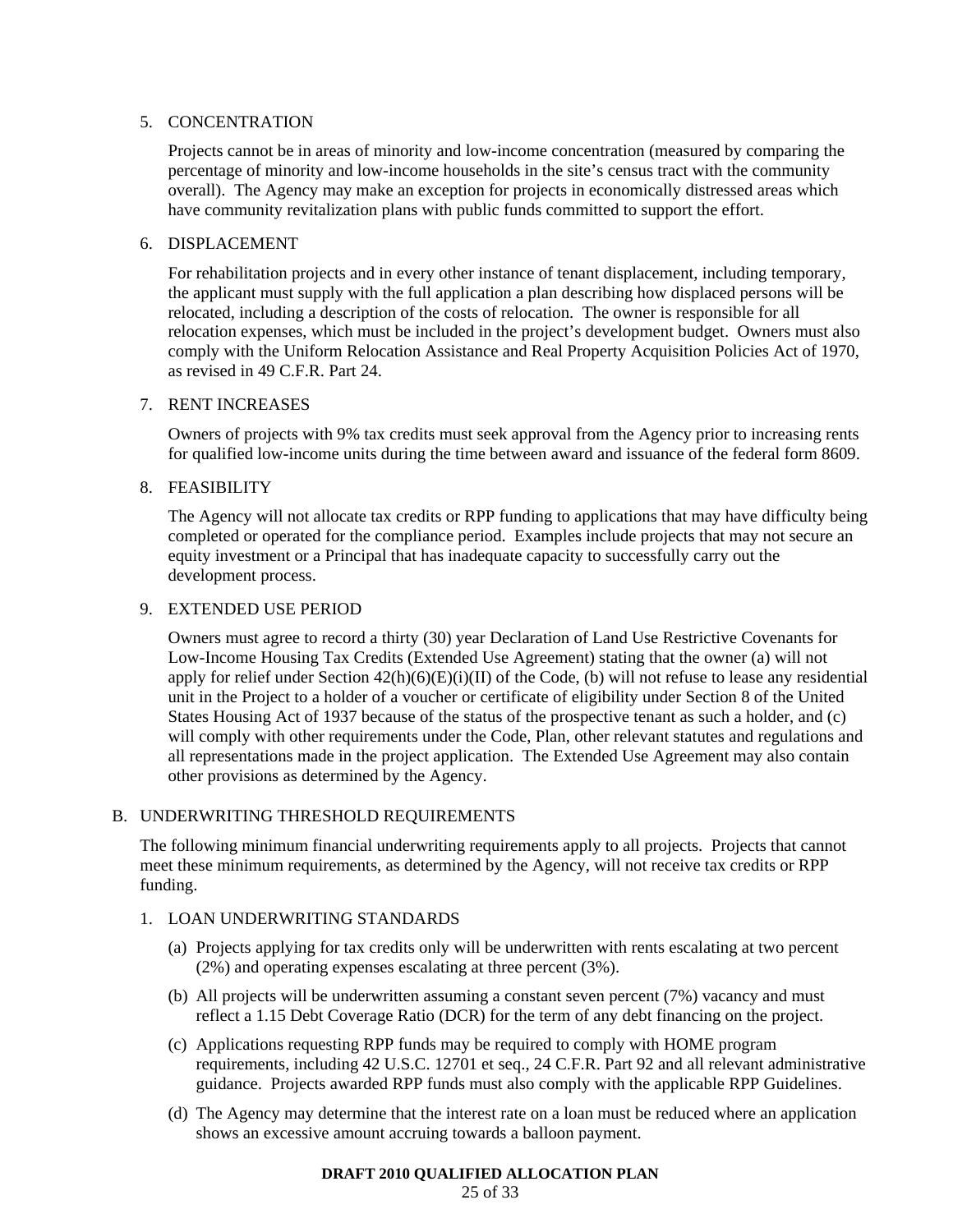5. CONCENTRATION

   Projects cannot be in areas of minority and low-income concentration (measured by comparing the percentage of minority and low-income households in the site's census tract with the community overall). The Agency may make an exception for projects in economically distressed areas which have community revitalization plans with public funds committed to support the effort.

6. DISPLACEMENT

   For rehabilitation projects and in every other instance of tenant displacement, including temporary, the applicant must supply with the full application a plan describing how displaced persons will be relocated, including a description of the costs of relocation. The owner is responsible for all relocation expenses, which must be included in the project's development budget. Owners must also comply with the Uniform Relocation Assistance and Real Property Acquisition Policies Act of 1970, as revised in 49 C.F.R. Part 24.

7. RENT INCREASES

   Owners of projects with 9% tax credits must seek approval from the Agency prior to increasing rents for qualified low-income units during the time between award and issuance of the federal form 8609.

8. FEASIBILITY

   The Agency will not allocate tax credits or RPP funding to applications that may have difficulty being completed or operated for the compliance period. Examples include projects that may not secure an equity investment or a Principal that has inadequate capacity to successfully carry out the development process.

9. EXTENDED USE PERIOD

   Owners must agree to record a thirty (30) year Declaration of Land Use Restrictive Covenants for Low-Income Housing Tax Credits (Extended Use Agreement) stating that the owner (a) will not apply for relief under Section 42(h)(6)(E)(i)(II) of the Code, (b) will not refuse to lease any residential unit in the Project to a holder of a voucher or certificate of eligibility under Section 8 of the United States Housing Act of 1937 because of the status of the prospective tenant as such a holder, and (c) will comply with other requirements under the Code, Plan, other relevant statutes and regulations and all representations made in the project application. The Extended Use Agreement may also contain other provisions as determined by the Agency.

B. UNDERWRITING THRESHOLD REQUIREMENTS

   The following minimum financial underwriting requirements apply to all projects. Projects that cannot meet these minimum requirements, as determined by the Agency, will not receive tax credits or RPP funding.

   1. LOAN UNDERWRITING STANDARDS

      (a) Projects applying for tax credits only will be underwritten with rents escalating at two percent (2%) and operating expenses escalating at three percent (3%).

      (b) All projects will be underwritten assuming a constant seven percent (7%) vacancy and must reflect a 1.15 Debt Coverage Ratio (DCR) for the term of any debt financing on the project.

      (c) Applications requesting RPP funds may be required to comply with HOME program requirements, including 42 U.S.C. 12701 et seq., 24 C.F.R. Part 92 and all relevant administrative guidance. Projects awarded RPP funds must also comply with the applicable RPP Guidelines.

      (d) The Agency may determine that the interest rate on a loan must be reduced where an application shows an excessive amount accruing towards a balloon payment.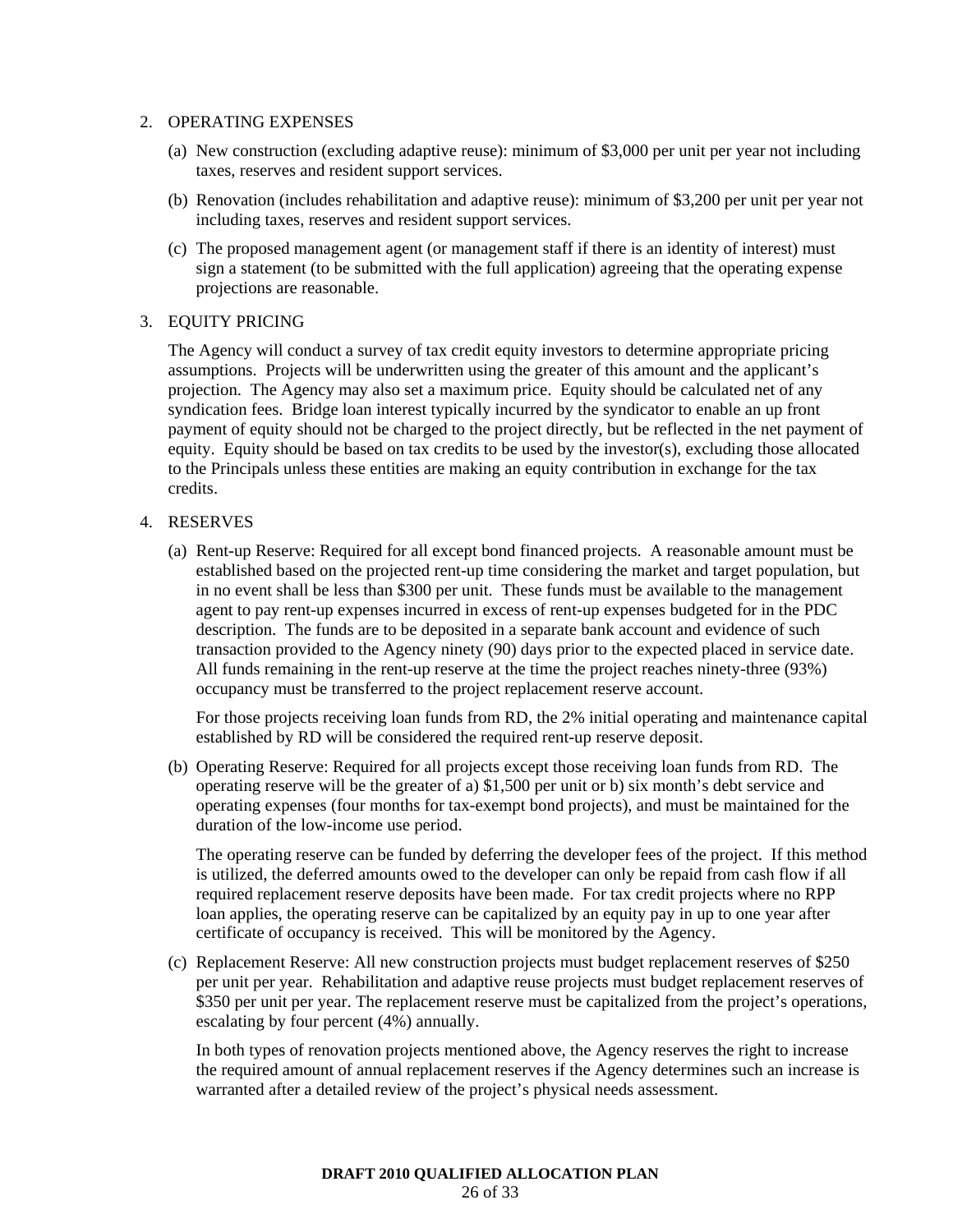2. OPERATING EXPENSES

   (a) New construction (excluding adaptive reuse): minimum of $3,000 per unit per year not including taxes, reserves and resident support services.

   (b) Renovation (includes rehabilitation and adaptive reuse): minimum of $3,200 per unit per year not including taxes, reserves and resident support services.

   (c) The proposed management agent (or management staff if there is an identity of interest) must sign a statement (to be submitted with the full application) agreeing that the operating expense projections are reasonable.

3. EQUITY PRICING

   The Agency will conduct a survey of tax credit equity investors to determine appropriate pricing assumptions. Projects will be underwritten using the greater of this amount and the applicant's projection. The Agency may also set a maximum price. Equity should be calculated net of any syndication fees. Bridge loan interest typically incurred by the syndicator to enable an up front payment of equity should not be charged to the project directly, but be reflected in the net payment of equity. Equity should be based on tax credits to be used by the investor(s), excluding those allocated to the Principals unless these entities are making an equity contribution in exchange for the tax credits.

4. RESERVES

   (a) Rent-up Reserve: Required for all except bond financed projects. A reasonable amount must be established based on the projected rent-up time considering the market and target population, but in no event shall be less than $300 per unit. These funds must be available to the management agent to pay rent-up expenses incurred in excess of rent-up expenses budgeted for in the PDC description. The funds are to be deposited in a separate bank account and evidence of such transaction provided to the Agency ninety (90) days prior to the expected placed in service date. All funds remaining in the rent-up reserve at the time the project reaches ninety-three (93%) occupancy must be transferred to the project replacement reserve account.

       For those projects receiving loan funds from RD, the 2% initial operating and maintenance capital established by RD will be considered the required rent-up reserve deposit.

   (b) Operating Reserve: Required for all projects except those receiving loan funds from RD. The operating reserve will be the greater of a) $1,500 per unit or b) six month's debt service and operating expenses (four months for tax-exempt bond projects), and must be maintained for the duration of the low-income use period.

       The operating reserve can be funded by deferring the developer fees of the project. If this method is utilized, the deferred amounts owed to the developer can only be repaid from cash flow if all required replacement reserve deposits have been made. For tax credit projects where no RPP loan applies, the operating reserve can be capitalized by an equity pay in up to one year after certificate of occupancy is received. This will be monitored by the Agency.

   (c) Replacement Reserve: All new construction projects must budget replacement reserves of $250 per unit per year. Rehabilitation and adaptive reuse projects must budget replacement reserves of $350 per unit per year. The replacement reserve must be capitalized from the project's operations, escalating by four percent (4%) annually.

       In both types of renovation projects mentioned above, the Agency reserves the right to increase the required amount of annual replacement reserves if the Agency determines such an increase is warranted after a detailed review of the project's physical needs assessment.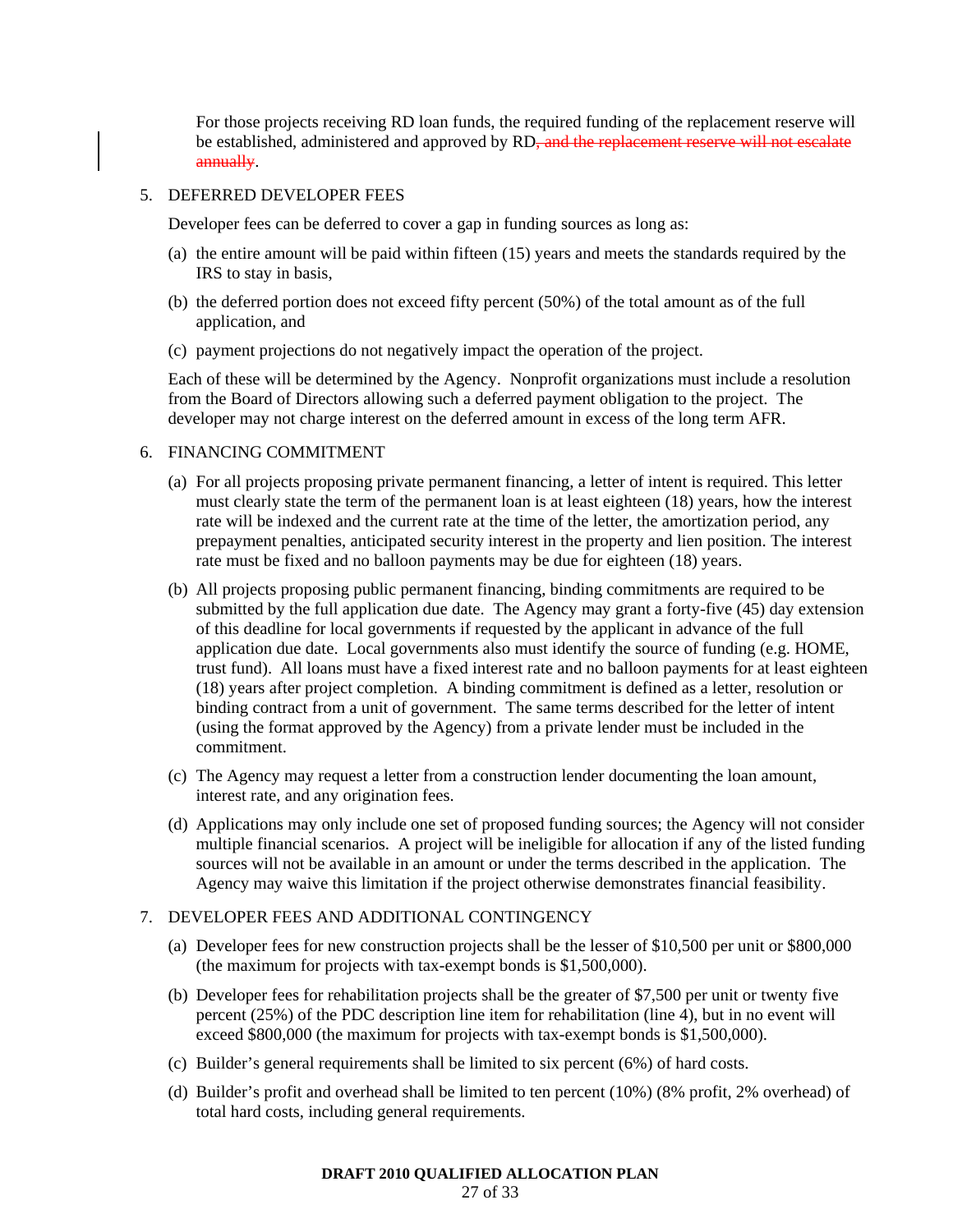For those projects receiving RD loan funds, the required funding of the replacement reserve will be established, administered and approved by RD~~, and the replacement reserve will not escalate annually~~.

5. DEFERRED DEVELOPER FEES

   Developer fees can be deferred to cover a gap in funding sources as long as:

   (a) the entire amount will be paid within fifteen (15) years and meets the standards required by the IRS to stay in basis,

   (b) the deferred portion does not exceed fifty percent (50%) of the total amount as of the full application, and

   (c) payment projections do not negatively impact the operation of the project.

   Each of these will be determined by the Agency. Nonprofit organizations must include a resolution from the Board of Directors allowing such a deferred payment obligation to the project. The developer may not charge interest on the deferred amount in excess of the long term AFR.

6. FINANCING COMMITMENT

   (a) For all projects proposing private permanent financing, a letter of intent is required. This letter must clearly state the term of the permanent loan is at least eighteen (18) years, how the interest rate will be indexed and the current rate at the time of the letter, the amortization period, any prepayment penalties, anticipated security interest in the property and lien position. The interest rate must be fixed and no balloon payments may be due for eighteen (18) years.

   (b) All projects proposing public permanent financing, binding commitments are required to be submitted by the full application due date. The Agency may grant a forty-five (45) day extension of this deadline for local governments if requested by the applicant in advance of the full application due date. Local governments also must identify the source of funding (e.g. HOME, trust fund). All loans must have a fixed interest rate and no balloon payments for at least eighteen (18) years after project completion. A binding commitment is defined as a letter, resolution or binding contract from a unit of government. The same terms described for the letter of intent (using the format approved by the Agency) from a private lender must be included in the commitment.

   (c) The Agency may request a letter from a construction lender documenting the loan amount, interest rate, and any origination fees.

   (d) Applications may only include one set of proposed funding sources; the Agency will not consider multiple financial scenarios. A project will be ineligible for allocation if any of the listed funding sources will not be available in an amount or under the terms described in the application. The Agency may waive this limitation if the project otherwise demonstrates financial feasibility.

7. DEVELOPER FEES AND ADDITIONAL CONTINGENCY

   (a) Developer fees for new construction projects shall be the lesser of $10,500 per unit or $800,000 (the maximum for projects with tax-exempt bonds is $1,500,000).

   (b) Developer fees for rehabilitation projects shall be the greater of $7,500 per unit or twenty five percent (25%) of the PDC description line item for rehabilitation (line 4), but in no event will exceed $800,000 (the maximum for projects with tax-exempt bonds is $1,500,000).

   (c) Builder's general requirements shall be limited to six percent (6%) of hard costs.

   (d) Builder's profit and overhead shall be limited to ten percent (10%) (8% profit, 2% overhead) of total hard costs, including general requirements.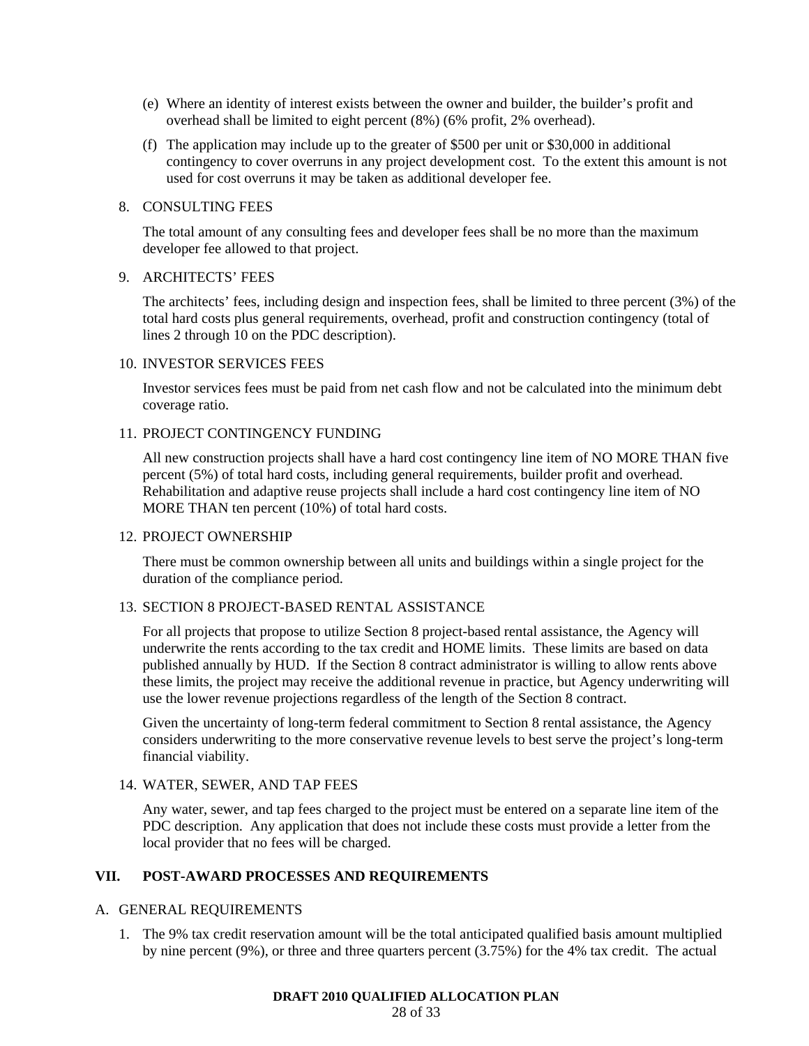(e) Where an identity of interest exists between the owner and builder, the builder's profit and overhead shall be limited to eight percent (8%) (6% profit, 2% overhead).

(f) The application may include up to the greater of $500 per unit or $30,000 in additional contingency to cover overruns in any project development cost. To the extent this amount is not used for cost overruns it may be taken as additional developer fee.

8. CONSULTING FEES

   The total amount of any consulting fees and developer fees shall be no more than the maximum developer fee allowed to that project.

9. ARCHITECTS' FEES

   The architects' fees, including design and inspection fees, shall be limited to three percent (3%) of the total hard costs plus general requirements, overhead, profit and construction contingency (total of lines 2 through 10 on the PDC description).

10. INVESTOR SERVICES FEES

    Investor services fees must be paid from net cash flow and not be calculated into the minimum debt coverage ratio.

11. PROJECT CONTINGENCY FUNDING

    All new construction projects shall have a hard cost contingency line item of NO MORE THAN five percent (5%) of total hard costs, including general requirements, builder profit and overhead. Rehabilitation and adaptive reuse projects shall include a hard cost contingency line item of NO MORE THAN ten percent (10%) of total hard costs.

12. PROJECT OWNERSHIP

    There must be common ownership between all units and buildings within a single project for the duration of the compliance period.

13. SECTION 8 PROJECT-BASED RENTAL ASSISTANCE

    For all projects that propose to utilize Section 8 project-based rental assistance, the Agency will underwrite the rents according to the tax credit and HOME limits. These limits are based on data published annually by HUD. If the Section 8 contract administrator is willing to allow rents above these limits, the project may receive the additional revenue in practice, but Agency underwriting will use the lower revenue projections regardless of the length of the Section 8 contract.

    Given the uncertainty of long-term federal commitment to Section 8 rental assistance, the Agency considers underwriting to the more conservative revenue levels to best serve the project's long-term financial viability.

14. WATER, SEWER, AND TAP FEES

    Any water, sewer, and tap fees charged to the project must be entered on a separate line item of the PDC description. Any application that does not include these costs must provide a letter from the local provider that no fees will be charged.

## VII. POST-AWARD PROCESSES AND REQUIREMENTS

A. GENERAL REQUIREMENTS

1. The 9% tax credit reservation amount will be the total anticipated qualified basis amount multiplied by nine percent (9%), or three and three quarters percent (3.75%) for the 4% tax credit. The actual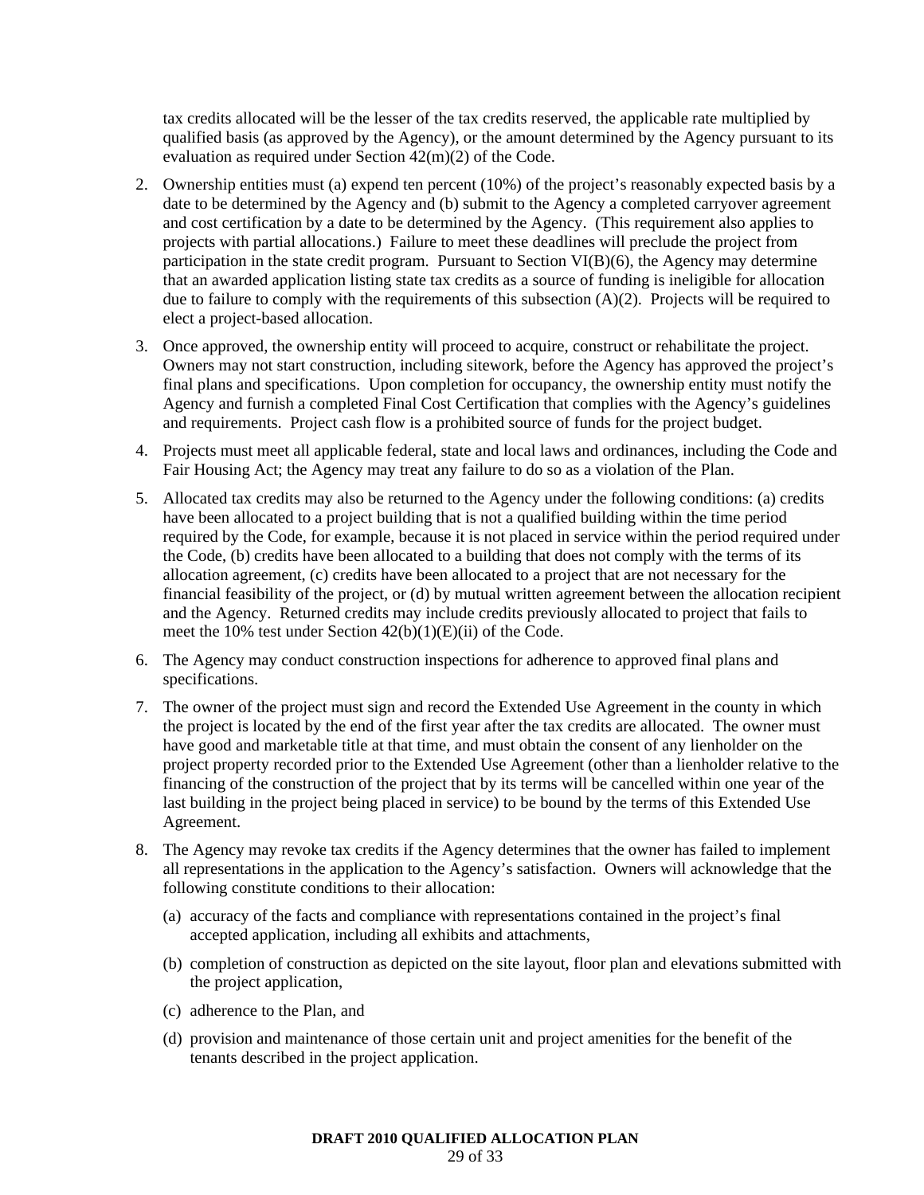tax credits allocated will be the lesser of the tax credits reserved, the applicable rate multiplied by qualified basis (as approved by the Agency), or the amount determined by the Agency pursuant to its evaluation as required under Section 42(m)(2) of the Code.

2. Ownership entities must (a) expend ten percent (10%) of the project's reasonably expected basis by a date to be determined by the Agency and (b) submit to the Agency a completed carryover agreement and cost certification by a date to be determined by the Agency. (This requirement also applies to projects with partial allocations.) Failure to meet these deadlines will preclude the project from participation in the state credit program. Pursuant to Section VI(B)(6), the Agency may determine that an awarded application listing state tax credits as a source of funding is ineligible for allocation due to failure to comply with the requirements of this subsection (A)(2). Projects will be required to elect a project-based allocation.

3. Once approved, the ownership entity will proceed to acquire, construct or rehabilitate the project. Owners may not start construction, including sitework, before the Agency has approved the project's final plans and specifications. Upon completion for occupancy, the ownership entity must notify the Agency and furnish a completed Final Cost Certification that complies with the Agency's guidelines and requirements. Project cash flow is a prohibited source of funds for the project budget.

4. Projects must meet all applicable federal, state and local laws and ordinances, including the Code and Fair Housing Act; the Agency may treat any failure to do so as a violation of the Plan.

5. Allocated tax credits may also be returned to the Agency under the following conditions: (a) credits have been allocated to a project building that is not a qualified building within the time period required by the Code, for example, because it is not placed in service within the period required under the Code, (b) credits have been allocated to a building that does not comply with the terms of its allocation agreement, (c) credits have been allocated to a project that are not necessary for the financial feasibility of the project, or (d) by mutual written agreement between the allocation recipient and the Agency. Returned credits may include credits previously allocated to project that fails to meet the 10% test under Section 42(b)(1)(E)(ii) of the Code.

6. The Agency may conduct construction inspections for adherence to approved final plans and specifications.

7. The owner of the project must sign and record the Extended Use Agreement in the county in which the project is located by the end of the first year after the tax credits are allocated. The owner must have good and marketable title at that time, and must obtain the consent of any lienholder on the project property recorded prior to the Extended Use Agreement (other than a lienholder relative to the financing of the construction of the project that by its terms will be cancelled within one year of the last building in the project being placed in service) to be bound by the terms of this Extended Use Agreement.

8. The Agency may revoke tax credits if the Agency determines that the owner has failed to implement all representations in the application to the Agency's satisfaction. Owners will acknowledge that the following constitute conditions to their allocation:

   (a) accuracy of the facts and compliance with representations contained in the project's final accepted application, including all exhibits and attachments,

   (b) completion of construction as depicted on the site layout, floor plan and elevations submitted with the project application,

   (c) adherence to the Plan, and

   (d) provision and maintenance of those certain unit and project amenities for the benefit of the tenants described in the project application.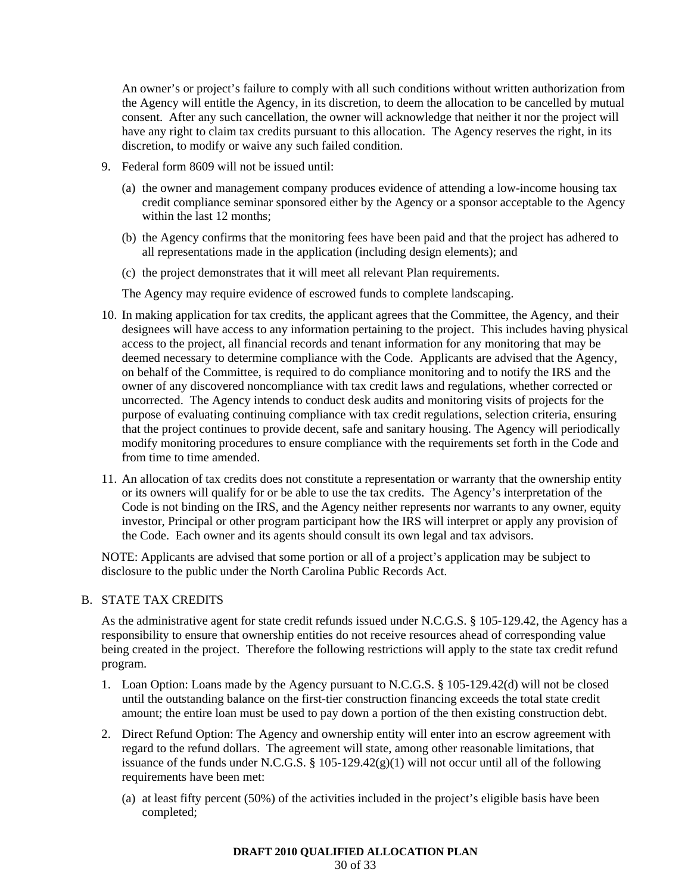An owner's or project's failure to comply with all such conditions without written authorization from the Agency will entitle the Agency, in its discretion, to deem the allocation to be cancelled by mutual consent. After any such cancellation, the owner will acknowledge that neither it nor the project will have any right to claim tax credits pursuant to this allocation. The Agency reserves the right, in its discretion, to modify or waive any such failed condition.

9. Federal form 8609 will not be issued until:

   (a) the owner and management company produces evidence of attending a low-income housing tax credit compliance seminar sponsored either by the Agency or a sponsor acceptable to the Agency within the last 12 months;

   (b) the Agency confirms that the monitoring fees have been paid and that the project has adhered to all representations made in the application (including design elements); and

   (c) the project demonstrates that it will meet all relevant Plan requirements.

   The Agency may require evidence of escrowed funds to complete landscaping.

10. In making application for tax credits, the applicant agrees that the Committee, the Agency, and their designees will have access to any information pertaining to the project. This includes having physical access to the project, all financial records and tenant information for any monitoring that may be deemed necessary to determine compliance with the Code. Applicants are advised that the Agency, on behalf of the Committee, is required to do compliance monitoring and to notify the IRS and the owner of any discovered noncompliance with tax credit laws and regulations, whether corrected or uncorrected. The Agency intends to conduct desk audits and monitoring visits of projects for the purpose of evaluating continuing compliance with tax credit regulations, selection criteria, ensuring that the project continues to provide decent, safe and sanitary housing. The Agency will periodically modify monitoring procedures to ensure compliance with the requirements set forth in the Code and from time to time amended.

11. An allocation of tax credits does not constitute a representation or warranty that the ownership entity or its owners will qualify for or be able to use the tax credits. The Agency's interpretation of the Code is not binding on the IRS, and the Agency neither represents nor warrants to any owner, equity investor, Principal or other program participant how the IRS will interpret or apply any provision of the Code. Each owner and its agents should consult its own legal and tax advisors.

NOTE: Applicants are advised that some portion or all of a project's application may be subject to disclosure to the public under the North Carolina Public Records Act.

## B. STATE TAX CREDITS

As the administrative agent for state credit refunds issued under N.C.G.S. § 105-129.42, the Agency has a responsibility to ensure that ownership entities do not receive resources ahead of corresponding value being created in the project. Therefore the following restrictions will apply to the state tax credit refund program.

1. Loan Option: Loans made by the Agency pursuant to N.C.G.S. § 105-129.42(d) will not be closed until the outstanding balance on the first-tier construction financing exceeds the total state credit amount; the entire loan must be used to pay down a portion of the then existing construction debt.

2. Direct Refund Option: The Agency and ownership entity will enter into an escrow agreement with regard to the refund dollars. The agreement will state, among other reasonable limitations, that issuance of the funds under N.C.G.S. § 105-129.42(g)(1) will not occur until all of the following requirements have been met:

   (a) at least fifty percent (50%) of the activities included in the project's eligible basis have been completed;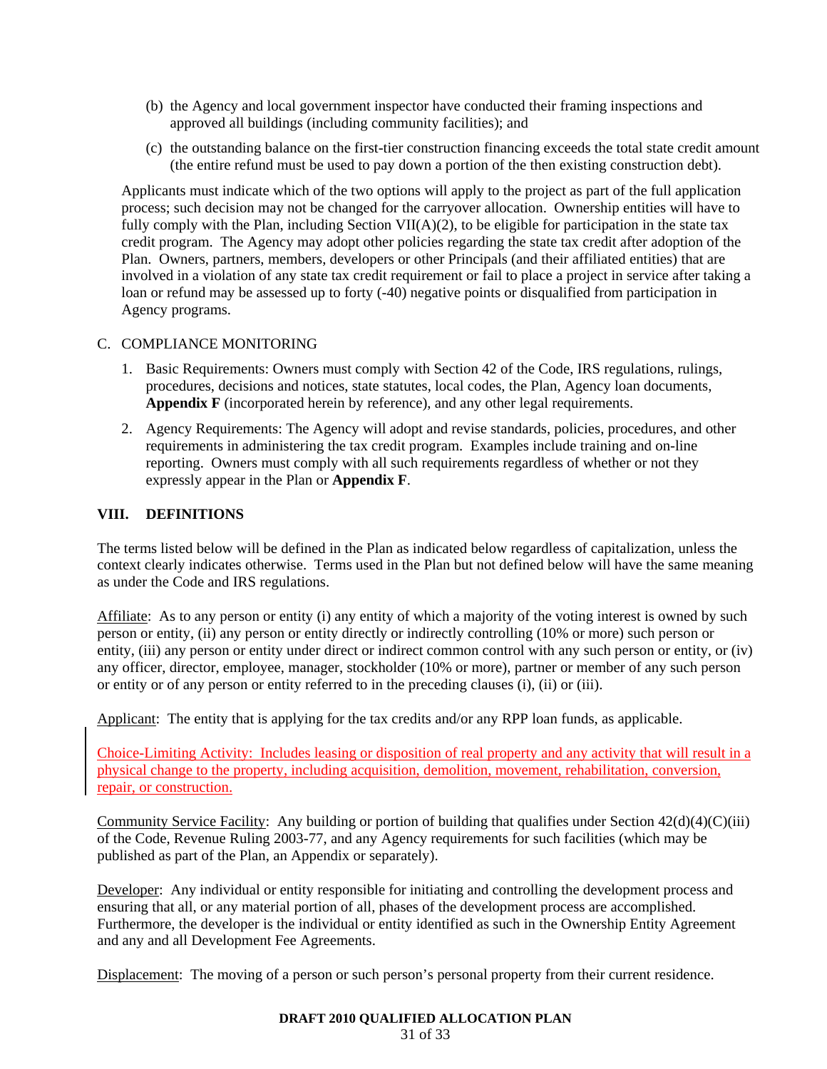(b) the Agency and local government inspector have conducted their framing inspections and approved all buildings (including community facilities); and

(c) the outstanding balance on the first-tier construction financing exceeds the total state credit amount (the entire refund must be used to pay down a portion of the then existing construction debt).

Applicants must indicate which of the two options will apply to the project as part of the full application process; such decision may not be changed for the carryover allocation. Ownership entities will have to fully comply with the Plan, including Section VII(A)(2), to be eligible for participation in the state tax credit program. The Agency may adopt other policies regarding the state tax credit after adoption of the Plan. Owners, partners, members, developers or other Principals (and their affiliated entities) that are involved in a violation of any state tax credit requirement or fail to place a project in service after taking a loan or refund may be assessed up to forty (-40) negative points or disqualified from participation in Agency programs.

C. COMPLIANCE MONITORING

1. Basic Requirements: Owners must comply with Section 42 of the Code, IRS regulations, rulings, procedures, decisions and notices, state statutes, local codes, the Plan, Agency loan documents, **Appendix F** (incorporated herein by reference), and any other legal requirements.

2. Agency Requirements: The Agency will adopt and revise standards, policies, procedures, and other requirements in administering the tax credit program. Examples include training and on-line reporting. Owners must comply with all such requirements regardless of whether or not they expressly appear in the Plan or **Appendix F**.

## VIII. DEFINITIONS

The terms listed below will be defined in the Plan as indicated below regardless of capitalization, unless the context clearly indicates otherwise. Terms used in the Plan but not defined below will have the same meaning as under the Code and IRS regulations.

Affiliate: As to any person or entity (i) any entity of which a majority of the voting interest is owned by such person or entity, (ii) any person or entity directly or indirectly controlling (10% or more) such person or entity, (iii) any person or entity under direct or indirect common control with any such person or entity, or (iv) any officer, director, employee, manager, stockholder (10% or more), partner or member of any such person or entity or of any person or entity referred to in the preceding clauses (i), (ii) or (iii).

Applicant: The entity that is applying for the tax credits and/or any RPP loan funds, as applicable.

Choice-Limiting Activity: Includes leasing or disposition of real property and any activity that will result in a physical change to the property, including acquisition, demolition, movement, rehabilitation, conversion, repair, or construction.

Community Service Facility: Any building or portion of building that qualifies under Section 42(d)(4)(C)(iii) of the Code, Revenue Ruling 2003-77, and any Agency requirements for such facilities (which may be published as part of the Plan, an Appendix or separately).

Developer: Any individual or entity responsible for initiating and controlling the development process and ensuring that all, or any material portion of all, phases of the development process are accomplished. Furthermore, the developer is the individual or entity identified as such in the Ownership Entity Agreement and any and all Development Fee Agreements.

Displacement: The moving of a person or such person's personal property from their current residence.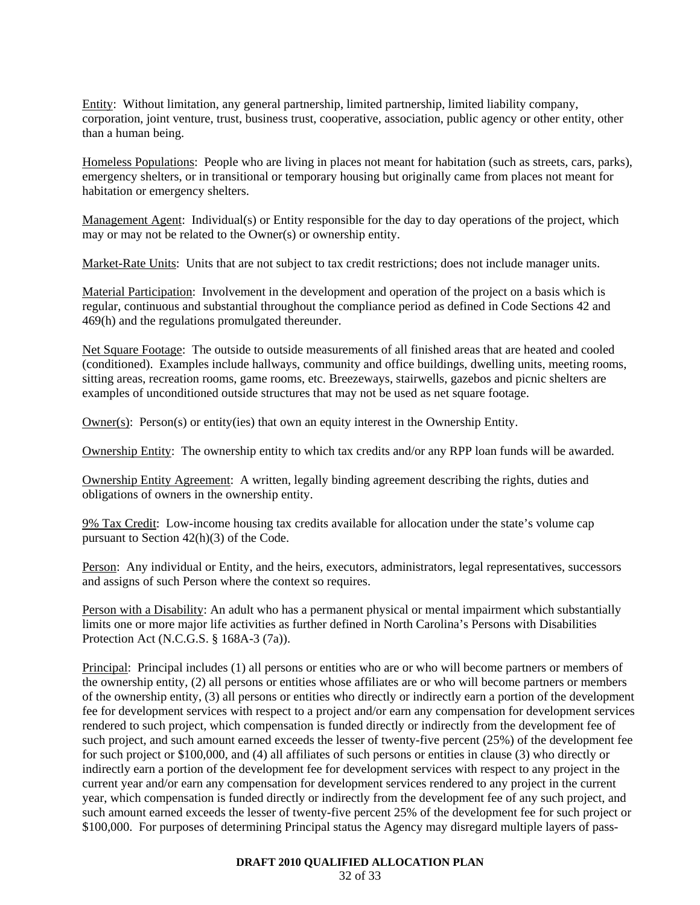Entity: Without limitation, any general partnership, limited partnership, limited liability company, corporation, joint venture, trust, business trust, cooperative, association, public agency or other entity, other than a human being.

Homeless Populations: People who are living in places not meant for habitation (such as streets, cars, parks), emergency shelters, or in transitional or temporary housing but originally came from places not meant for habitation or emergency shelters.

Management Agent: Individual(s) or Entity responsible for the day to day operations of the project, which may or may not be related to the Owner(s) or ownership entity.

Market-Rate Units: Units that are not subject to tax credit restrictions; does not include manager units.

Material Participation: Involvement in the development and operation of the project on a basis which is regular, continuous and substantial throughout the compliance period as defined in Code Sections 42 and 469(h) and the regulations promulgated thereunder.

Net Square Footage: The outside to outside measurements of all finished areas that are heated and cooled (conditioned). Examples include hallways, community and office buildings, dwelling units, meeting rooms, sitting areas, recreation rooms, game rooms, etc. Breezeways, stairwells, gazebos and picnic shelters are examples of unconditioned outside structures that may not be used as net square footage.

Owner(s): Person(s) or entity(ies) that own an equity interest in the Ownership Entity.

Ownership Entity: The ownership entity to which tax credits and/or any RPP loan funds will be awarded.

Ownership Entity Agreement: A written, legally binding agreement describing the rights, duties and obligations of owners in the ownership entity.

9% Tax Credit: Low-income housing tax credits available for allocation under the state's volume cap pursuant to Section 42(h)(3) of the Code.

Person: Any individual or Entity, and the heirs, executors, administrators, legal representatives, successors and assigns of such Person where the context so requires.

Person with a Disability: An adult who has a permanent physical or mental impairment which substantially limits one or more major life activities as further defined in North Carolina's Persons with Disabilities Protection Act (N.C.G.S. § 168A-3 (7a)).

Principal: Principal includes (1) all persons or entities who are or who will become partners or members of the ownership entity, (2) all persons or entities whose affiliates are or who will become partners or members of the ownership entity, (3) all persons or entities who directly or indirectly earn a portion of the development fee for development services with respect to a project and/or earn any compensation for development services rendered to such project, which compensation is funded directly or indirectly from the development fee of such project, and such amount earned exceeds the lesser of twenty-five percent (25%) of the development fee for such project or \$100,000, and (4) all affiliates of such persons or entities in clause (3) who directly or indirectly earn a portion of the development fee for development services with respect to any project in the current year and/or earn any compensation for development services rendered to any project in the current year, which compensation is funded directly or indirectly from the development fee of any such project, and such amount earned exceeds the lesser of twenty-five percent 25% of the development fee for such project or \$100,000. For purposes of determining Principal status the Agency may disregard multiple layers of pass-

**DRAFT 2010 QUALIFIED ALLOCATION PLAN**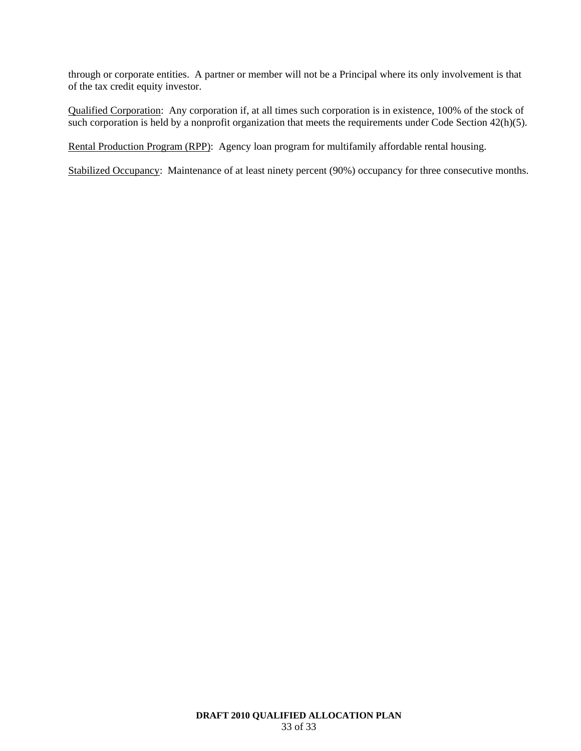through or corporate entities.  A partner or member will not be a Principal where its only involvement is that of the tax credit equity investor.

Qualified Corporation:  Any corporation if, at all times such corporation is in existence, 100% of the stock of such corporation is held by a nonprofit organization that meets the requirements under Code Section 42(h)(5).

Rental Production Program (RPP):  Agency loan program for multifamily affordable rental housing.

Stabilized Occupancy:  Maintenance of at least ninety percent (90%) occupancy for three consecutive months.